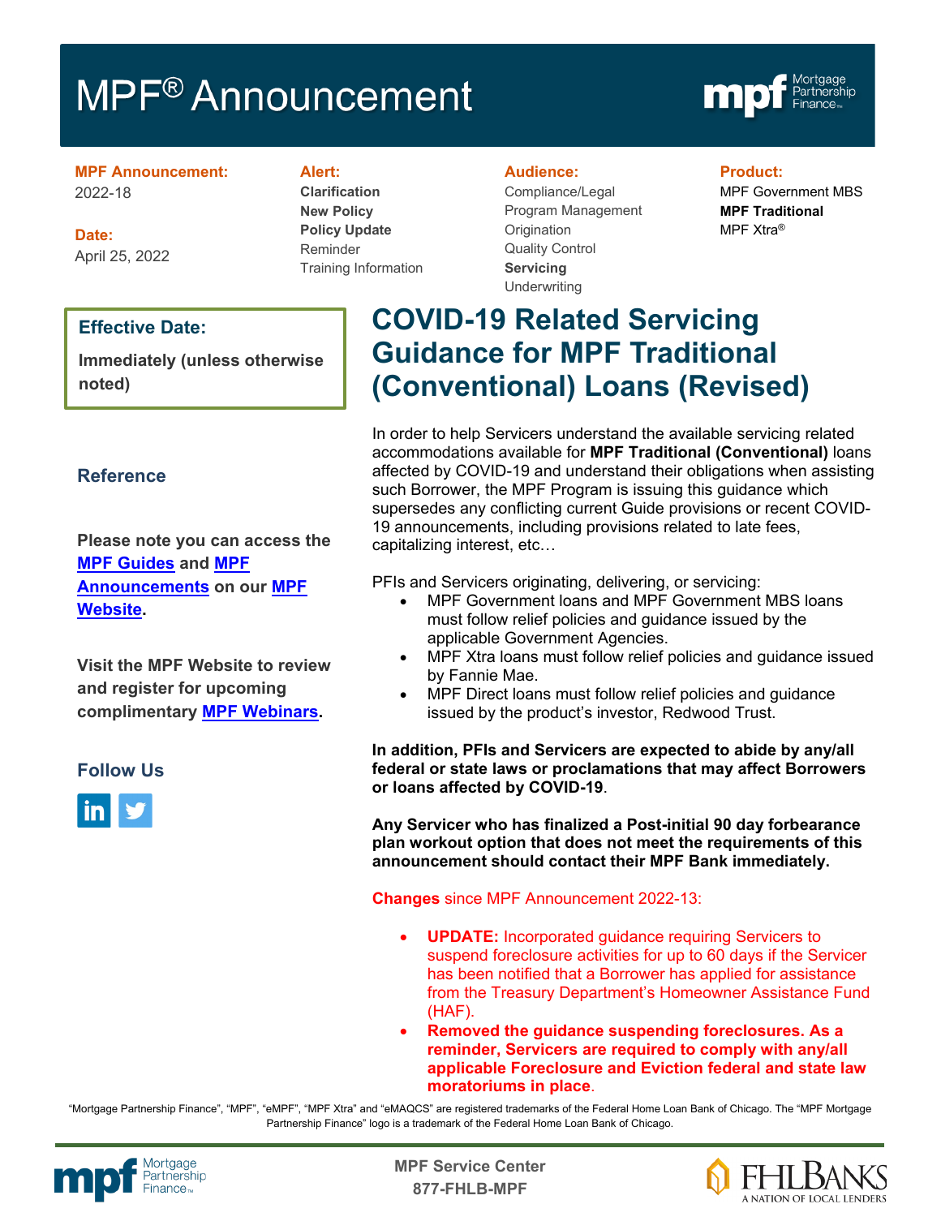# MPF® Announcement

**MPF Announcement:**
2022-18

**Date:**
April 25, 2022

**Alert:**
**Clarification**
**New Policy**
**Policy Update**
Reminder
Training Information

**Audience:**
Compliance/Legal
Program Management
Origination
Quality Control
**Servicing**
Underwriting

**Product:**
MPF Government MBS
**MPF Traditional**
MPF Xtra®

**Effective Date:**

**Immediately (unless otherwise noted)**

## Reference

**Please note you can access the MPF Guides and MPF Announcements on our MPF Website.**

**Visit the MPF Website to review and register for upcoming complimentary MPF Webinars.**

## Follow Us

# COVID-19 Related Servicing Guidance for MPF Traditional (Conventional) Loans (Revised)

In order to help Servicers understand the available servicing related accommodations available for **MPF Traditional (Conventional)** loans affected by COVID-19 and understand their obligations when assisting such Borrower, the MPF Program is issuing this guidance which supersedes any conflicting current Guide provisions or recent COVID-19 announcements, including provisions related to late fees, capitalizing interest, etc…

PFIs and Servicers originating, delivering, or servicing:

- MPF Government loans and MPF Government MBS loans must follow relief policies and guidance issued by the applicable Government Agencies.
- MPF Xtra loans must follow relief policies and guidance issued by Fannie Mae.
- MPF Direct loans must follow relief policies and guidance issued by the product's investor, Redwood Trust.

**In addition, PFIs and Servicers are expected to abide by any/all federal or state laws or proclamations that may affect Borrowers or loans affected by COVID-19**.

**Any Servicer who has finalized a Post-initial 90 day forbearance plan workout option that does not meet the requirements of this announcement should contact their MPF Bank immediately.**

**Changes** since MPF Announcement 2022-13:

- **UPDATE:** Incorporated guidance requiring Servicers to suspend foreclosure activities for up to 60 days if the Servicer has been notified that a Borrower has applied for assistance from the Treasury Department's Homeowner Assistance Fund (HAF).
- **Removed the guidance suspending foreclosures. As a reminder, Servicers are required to comply with any/all applicable Foreclosure and Eviction federal and state law moratoriums in place**.

"Mortgage Partnership Finance", "MPF", "eMPF", "MPF Xtra" and "eMAQCS" are registered trademarks of the Federal Home Loan Bank of Chicago. The "MPF Mortgage Partnership Finance" logo is a trademark of the Federal Home Loan Bank of Chicago.

MPF Service Center
877-FHLB-MPF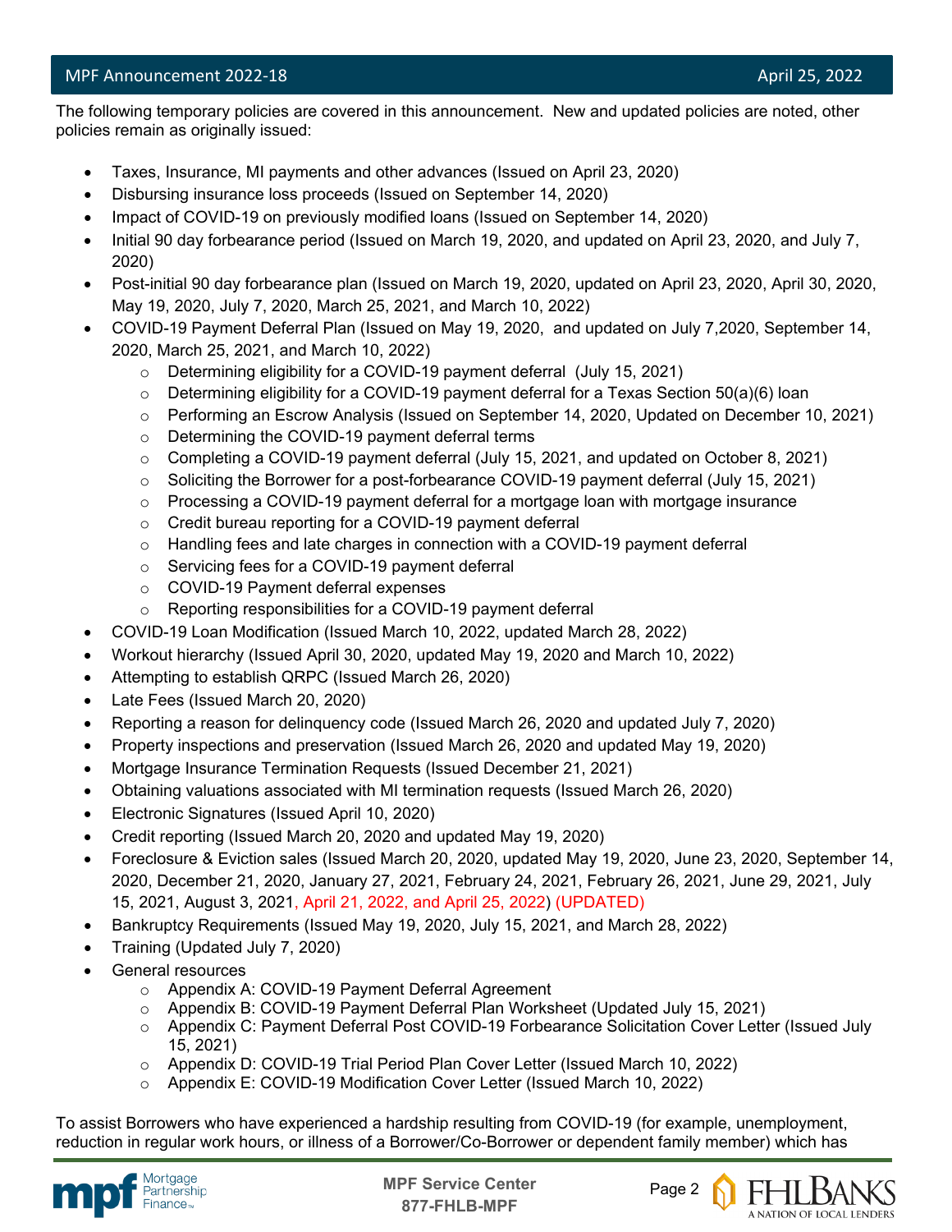The following temporary policies are covered in this announcement. New and updated policies are noted, other policies remain as originally issued:

- Taxes, Insurance, MI payments and other advances (Issued on April 23, 2020)
- Disbursing insurance loss proceeds (Issued on September 14, 2020)
- Impact of COVID-19 on previously modified loans (Issued on September 14, 2020)
- Initial 90 day forbearance period (Issued on March 19, 2020, and updated on April 23, 2020, and July 7, 2020)
- Post-initial 90 day forbearance plan (Issued on March 19, 2020, updated on April 23, 2020, April 30, 2020, May 19, 2020, July 7, 2020, March 25, 2021, and March 10, 2022)
- COVID-19 Payment Deferral Plan (Issued on May 19, 2020, and updated on July 7,2020, September 14, 2020, March 25, 2021, and March 10, 2022)
  - Determining eligibility for a COVID-19 payment deferral (July 15, 2021)
  - Determining eligibility for a COVID-19 payment deferral for a Texas Section 50(a)(6) loan
  - Performing an Escrow Analysis (Issued on September 14, 2020, Updated on December 10, 2021)
  - Determining the COVID-19 payment deferral terms
  - Completing a COVID-19 payment deferral (July 15, 2021, and updated on October 8, 2021)
  - Soliciting the Borrower for a post-forbearance COVID-19 payment deferral (July 15, 2021)
  - Processing a COVID-19 payment deferral for a mortgage loan with mortgage insurance
  - Credit bureau reporting for a COVID-19 payment deferral
  - Handling fees and late charges in connection with a COVID-19 payment deferral
  - Servicing fees for a COVID-19 payment deferral
  - COVID-19 Payment deferral expenses
  - Reporting responsibilities for a COVID-19 payment deferral
- COVID-19 Loan Modification (Issued March 10, 2022, updated March 28, 2022)
- Workout hierarchy (Issued April 30, 2020, updated May 19, 2020 and March 10, 2022)
- Attempting to establish QRPC (Issued March 26, 2020)
- Late Fees (Issued March 20, 2020)
- Reporting a reason for delinquency code (Issued March 26, 2020 and updated July 7, 2020)
- Property inspections and preservation (Issued March 26, 2020 and updated May 19, 2020)
- Mortgage Insurance Termination Requests (Issued December 21, 2021)
- Obtaining valuations associated with MI termination requests (Issued March 26, 2020)
- Electronic Signatures (Issued April 10, 2020)
- Credit reporting (Issued March 20, 2020 and updated May 19, 2020)
- Foreclosure & Eviction sales (Issued March 20, 2020, updated May 19, 2020, June 23, 2020, September 14, 2020, December 21, 2020, January 27, 2021, February 24, 2021, February 26, 2021, June 29, 2021, July 15, 2021, August 3, 2021, April 21, 2022, and April 25, 2022) (UPDATED)
- Bankruptcy Requirements (Issued May 19, 2020, July 15, 2021, and March 28, 2022)
- Training (Updated July 7, 2020)
- General resources
  - Appendix A: COVID-19 Payment Deferral Agreement
  - Appendix B: COVID-19 Payment Deferral Plan Worksheet (Updated July 15, 2021)
  - Appendix C: Payment Deferral Post COVID-19 Forbearance Solicitation Cover Letter (Issued July 15, 2021)
  - Appendix D: COVID-19 Trial Period Plan Cover Letter (Issued March 10, 2022)
  - Appendix E: COVID-19 Modification Cover Letter (Issued March 10, 2022)

To assist Borrowers who have experienced a hardship resulting from COVID-19 (for example, unemployment, reduction in regular work hours, or illness of a Borrower/Co-Borrower or dependent family member) which has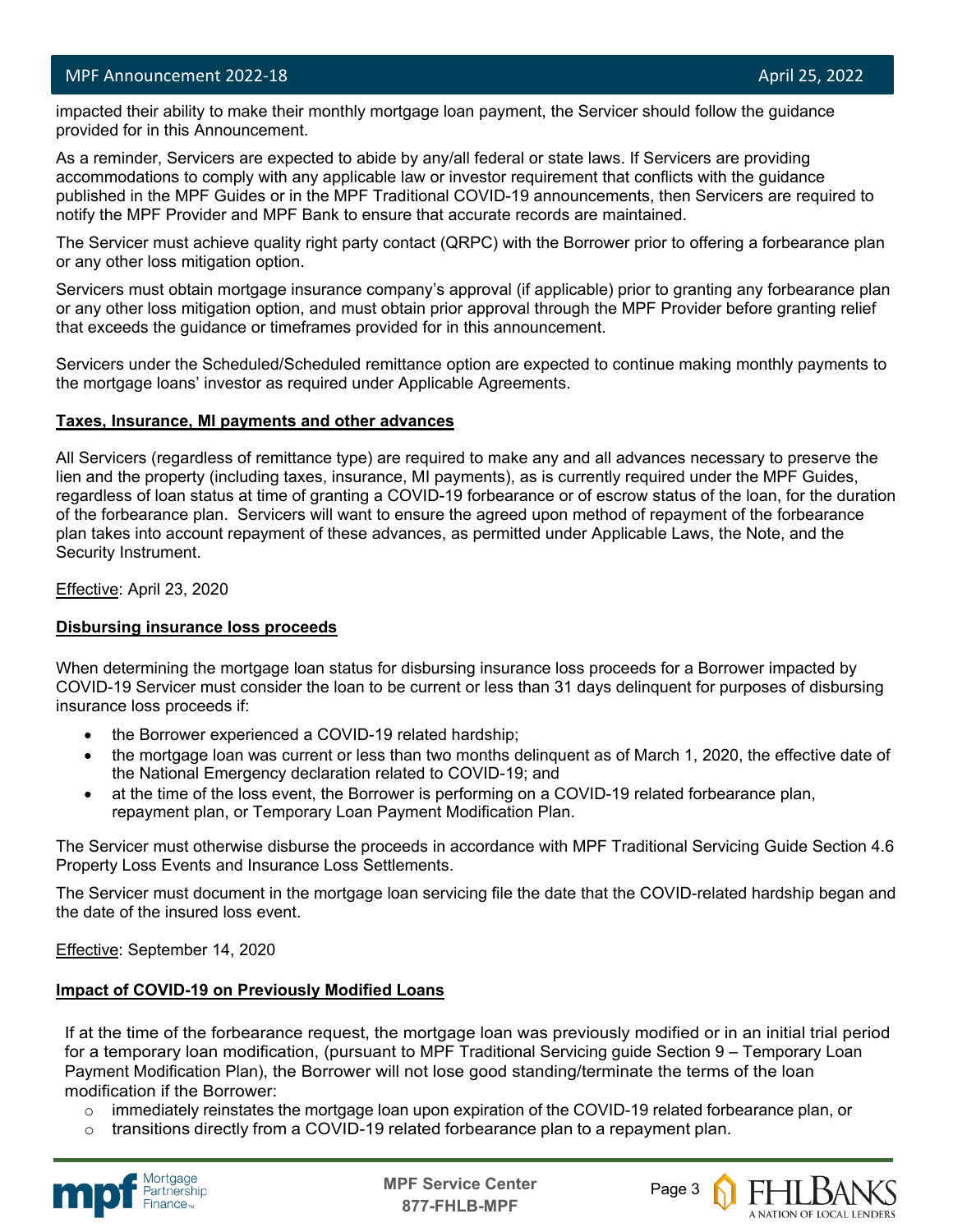impacted their ability to make their monthly mortgage loan payment, the Servicer should follow the guidance provided for in this Announcement.

As a reminder, Servicers are expected to abide by any/all federal or state laws. If Servicers are providing accommodations to comply with any applicable law or investor requirement that conflicts with the guidance published in the MPF Guides or in the MPF Traditional COVID-19 announcements, then Servicers are required to notify the MPF Provider and MPF Bank to ensure that accurate records are maintained.

The Servicer must achieve quality right party contact (QRPC) with the Borrower prior to offering a forbearance plan or any other loss mitigation option.

Servicers must obtain mortgage insurance company's approval (if applicable) prior to granting any forbearance plan or any other loss mitigation option, and must obtain prior approval through the MPF Provider before granting relief that exceeds the guidance or timeframes provided for in this announcement.

Servicers under the Scheduled/Scheduled remittance option are expected to continue making monthly payments to the mortgage loans' investor as required under Applicable Agreements.

**Taxes, Insurance, MI payments and other advances**

All Servicers (regardless of remittance type) are required to make any and all advances necessary to preserve the lien and the property (including taxes, insurance, MI payments), as is currently required under the MPF Guides, regardless of loan status at time of granting a COVID-19 forbearance or of escrow status of the loan, for the duration of the forbearance plan. Servicers will want to ensure the agreed upon method of repayment of the forbearance plan takes into account repayment of these advances, as permitted under Applicable Laws, the Note, and the Security Instrument.

Effective: April 23, 2020

**Disbursing insurance loss proceeds**

When determining the mortgage loan status for disbursing insurance loss proceeds for a Borrower impacted by COVID-19 Servicer must consider the loan to be current or less than 31 days delinquent for purposes of disbursing insurance loss proceeds if:

- the Borrower experienced a COVID-19 related hardship;
- the mortgage loan was current or less than two months delinquent as of March 1, 2020, the effective date of the National Emergency declaration related to COVID-19; and
- at the time of the loss event, the Borrower is performing on a COVID-19 related forbearance plan, repayment plan, or Temporary Loan Payment Modification Plan.

The Servicer must otherwise disburse the proceeds in accordance with MPF Traditional Servicing Guide Section 4.6 Property Loss Events and Insurance Loss Settlements.

The Servicer must document in the mortgage loan servicing file the date that the COVID-related hardship began and the date of the insured loss event.

Effective: September 14, 2020

**Impact of COVID-19 on Previously Modified Loans**

If at the time of the forbearance request, the mortgage loan was previously modified or in an initial trial period for a temporary loan modification, (pursuant to MPF Traditional Servicing guide Section 9 – Temporary Loan Payment Modification Plan), the Borrower will not lose good standing/terminate the terms of the loan modification if the Borrower:

- immediately reinstates the mortgage loan upon expiration of the COVID-19 related forbearance plan, or
- transitions directly from a COVID-19 related forbearance plan to a repayment plan.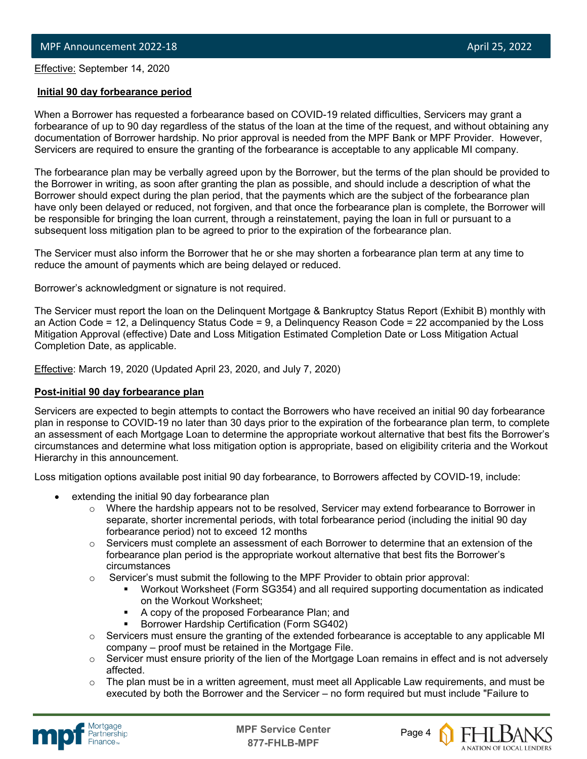Effective: September 14, 2020

**Initial 90 day forbearance period**

When a Borrower has requested a forbearance based on COVID-19 related difficulties, Servicers may grant a forbearance of up to 90 day regardless of the status of the loan at the time of the request, and without obtaining any documentation of Borrower hardship. No prior approval is needed from the MPF Bank or MPF Provider. However, Servicers are required to ensure the granting of the forbearance is acceptable to any applicable MI company.

The forbearance plan may be verbally agreed upon by the Borrower, but the terms of the plan should be provided to the Borrower in writing, as soon after granting the plan as possible, and should include a description of what the Borrower should expect during the plan period, that the payments which are the subject of the forbearance plan have only been delayed or reduced, not forgiven, and that once the forbearance plan is complete, the Borrower will be responsible for bringing the loan current, through a reinstatement, paying the loan in full or pursuant to a subsequent loss mitigation plan to be agreed to prior to the expiration of the forbearance plan.

The Servicer must also inform the Borrower that he or she may shorten a forbearance plan term at any time to reduce the amount of payments which are being delayed or reduced.

Borrower's acknowledgment or signature is not required.

The Servicer must report the loan on the Delinquent Mortgage & Bankruptcy Status Report (Exhibit B) monthly with an Action Code = 12, a Delinquency Status Code = 9, a Delinquency Reason Code = 22 accompanied by the Loss Mitigation Approval (effective) Date and Loss Mitigation Estimated Completion Date or Loss Mitigation Actual Completion Date, as applicable.

Effective: March 19, 2020 (Updated April 23, 2020, and July 7, 2020)

**Post-initial 90 day forbearance plan**

Servicers are expected to begin attempts to contact the Borrowers who have received an initial 90 day forbearance plan in response to COVID-19 no later than 30 days prior to the expiration of the forbearance plan term, to complete an assessment of each Mortgage Loan to determine the appropriate workout alternative that best fits the Borrower's circumstances and determine what loss mitigation option is appropriate, based on eligibility criteria and the Workout Hierarchy in this announcement.

Loss mitigation options available post initial 90 day forbearance, to Borrowers affected by COVID-19, include:

- extending the initial 90 day forbearance plan
  - Where the hardship appears not to be resolved, Servicer may extend forbearance to Borrower in separate, shorter incremental periods, with total forbearance period (including the initial 90 day forbearance period) not to exceed 12 months
  - Servicers must complete an assessment of each Borrower to determine that an extension of the forbearance plan period is the appropriate workout alternative that best fits the Borrower's circumstances
  - Servicer's must submit the following to the MPF Provider to obtain prior approval:
    - Workout Worksheet (Form SG354) and all required supporting documentation as indicated on the Workout Worksheet;
    - A copy of the proposed Forbearance Plan; and
    - Borrower Hardship Certification (Form SG402)
  - Servicers must ensure the granting of the extended forbearance is acceptable to any applicable MI company – proof must be retained in the Mortgage File.
  - Servicer must ensure priority of the lien of the Mortgage Loan remains in effect and is not adversely affected.
  - The plan must be in a written agreement, must meet all Applicable Law requirements, and must be executed by both the Borrower and the Servicer – no form required but must include "Failure to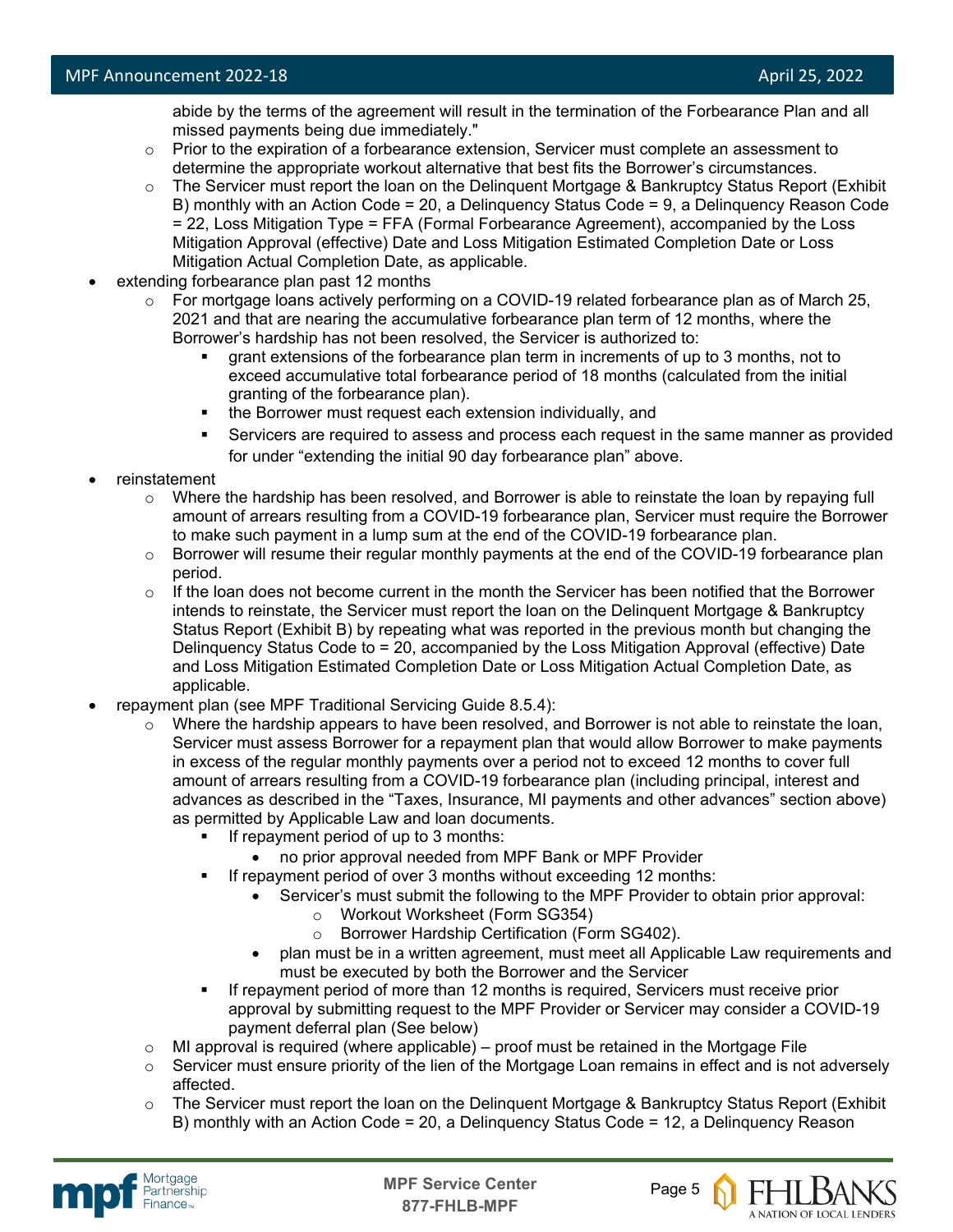abide by the terms of the agreement will result in the termination of the Forbearance Plan and all missed payments being due immediately."
  - Prior to the expiration of a forbearance extension, Servicer must complete an assessment to determine the appropriate workout alternative that best fits the Borrower's circumstances.
  - The Servicer must report the loan on the Delinquent Mortgage & Bankruptcy Status Report (Exhibit B) monthly with an Action Code = 20, a Delinquency Status Code = 9, a Delinquency Reason Code = 22, Loss Mitigation Type = FFA (Formal Forbearance Agreement), accompanied by the Loss Mitigation Approval (effective) Date and Loss Mitigation Estimated Completion Date or Loss Mitigation Actual Completion Date, as applicable.
- extending forbearance plan past 12 months
  - For mortgage loans actively performing on a COVID-19 related forbearance plan as of March 25, 2021 and that are nearing the accumulative forbearance plan term of 12 months, where the Borrower's hardship has not been resolved, the Servicer is authorized to:
    - grant extensions of the forbearance plan term in increments of up to 3 months, not to exceed accumulative total forbearance period of 18 months (calculated from the initial granting of the forbearance plan).
    - the Borrower must request each extension individually, and
    - Servicers are required to assess and process each request in the same manner as provided for under "extending the initial 90 day forbearance plan" above.
- reinstatement
  - Where the hardship has been resolved, and Borrower is able to reinstate the loan by repaying full amount of arrears resulting from a COVID-19 forbearance plan, Servicer must require the Borrower to make such payment in a lump sum at the end of the COVID-19 forbearance plan.
  - Borrower will resume their regular monthly payments at the end of the COVID-19 forbearance plan period.
  - If the loan does not become current in the month the Servicer has been notified that the Borrower intends to reinstate, the Servicer must report the loan on the Delinquent Mortgage & Bankruptcy Status Report (Exhibit B) by repeating what was reported in the previous month but changing the Delinquency Status Code to = 20, accompanied by the Loss Mitigation Approval (effective) Date and Loss Mitigation Estimated Completion Date or Loss Mitigation Actual Completion Date, as applicable.
- repayment plan (see MPF Traditional Servicing Guide 8.5.4):
  - Where the hardship appears to have been resolved, and Borrower is not able to reinstate the loan, Servicer must assess Borrower for a repayment plan that would allow Borrower to make payments in excess of the regular monthly payments over a period not to exceed 12 months to cover full amount of arrears resulting from a COVID-19 forbearance plan (including principal, interest and advances as described in the "Taxes, Insurance, MI payments and other advances" section above) as permitted by Applicable Law and loan documents.
    - If repayment period of up to 3 months:
      - no prior approval needed from MPF Bank or MPF Provider
    - If repayment period of over 3 months without exceeding 12 months:
      - Servicer's must submit the following to the MPF Provider to obtain prior approval:
        - Workout Worksheet (Form SG354)
        - Borrower Hardship Certification (Form SG402).
      - plan must be in a written agreement, must meet all Applicable Law requirements and must be executed by both the Borrower and the Servicer
    - If repayment period of more than 12 months is required, Servicers must receive prior approval by submitting request to the MPF Provider or Servicer may consider a COVID-19 payment deferral plan (See below)
  - MI approval is required (where applicable) – proof must be retained in the Mortgage File
  - Servicer must ensure priority of the lien of the Mortgage Loan remains in effect and is not adversely affected.
  - The Servicer must report the loan on the Delinquent Mortgage & Bankruptcy Status Report (Exhibit B) monthly with an Action Code = 20, a Delinquency Status Code = 12, a Delinquency Reason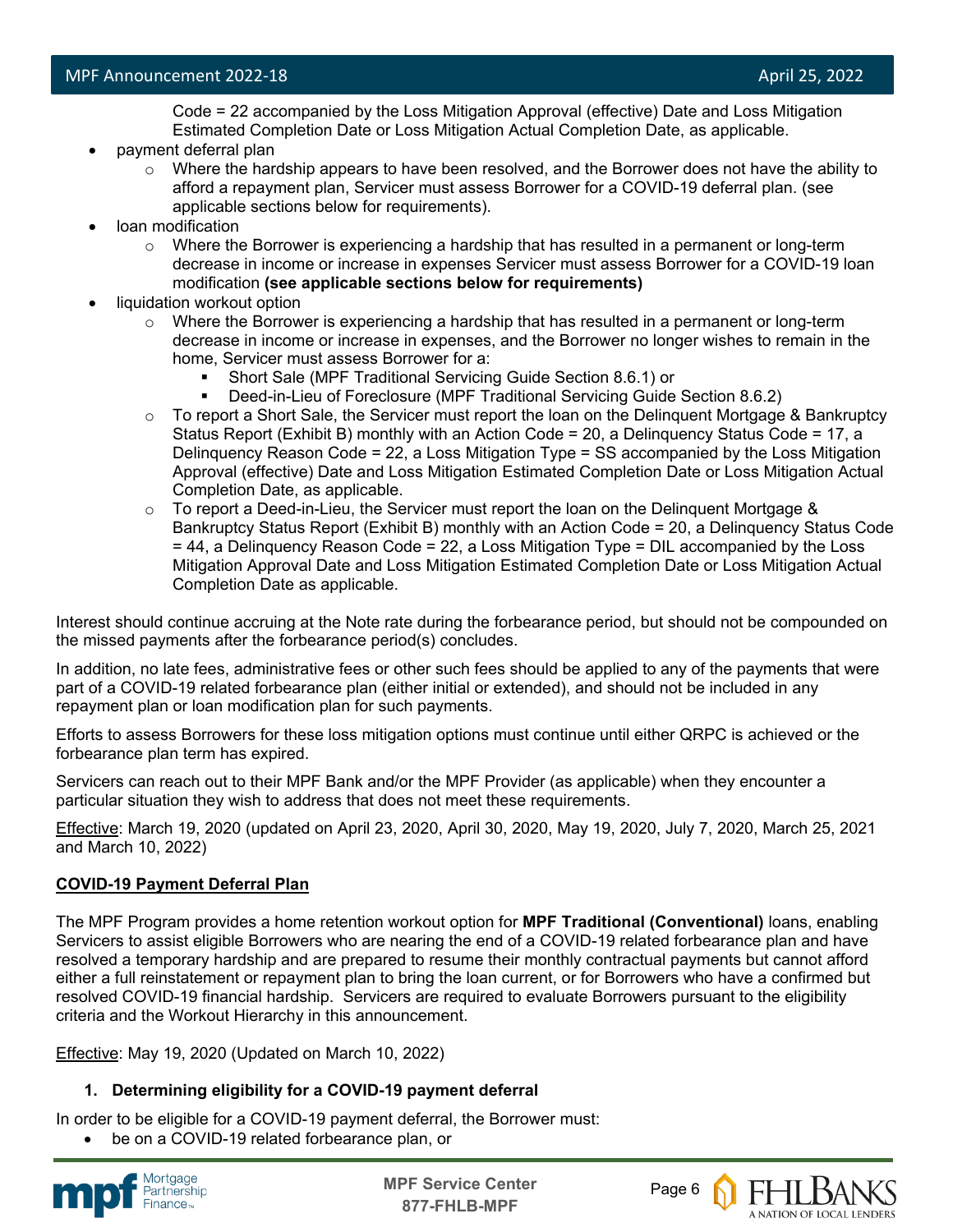Code = 22 accompanied by the Loss Mitigation Approval (effective) Date and Loss Mitigation Estimated Completion Date or Loss Mitigation Actual Completion Date, as applicable.

- payment deferral plan
  - Where the hardship appears to have been resolved, and the Borrower does not have the ability to afford a repayment plan, Servicer must assess Borrower for a COVID-19 deferral plan. (see applicable sections below for requirements).
- loan modification
  - Where the Borrower is experiencing a hardship that has resulted in a permanent or long-term decrease in income or increase in expenses Servicer must assess Borrower for a COVID-19 loan modification **(see applicable sections below for requirements)**
- liquidation workout option
  - Where the Borrower is experiencing a hardship that has resulted in a permanent or long-term decrease in income or increase in expenses, and the Borrower no longer wishes to remain in the home, Servicer must assess Borrower for a:
    - Short Sale (MPF Traditional Servicing Guide Section 8.6.1) or
    - Deed-in-Lieu of Foreclosure (MPF Traditional Servicing Guide Section 8.6.2)
  - To report a Short Sale, the Servicer must report the loan on the Delinquent Mortgage & Bankruptcy Status Report (Exhibit B) monthly with an Action Code = 20, a Delinquency Status Code = 17, a Delinquency Reason Code = 22, a Loss Mitigation Type = SS accompanied by the Loss Mitigation Approval (effective) Date and Loss Mitigation Estimated Completion Date or Loss Mitigation Actual Completion Date, as applicable.
  - To report a Deed-in-Lieu, the Servicer must report the loan on the Delinquent Mortgage & Bankruptcy Status Report (Exhibit B) monthly with an Action Code = 20, a Delinquency Status Code = 44, a Delinquency Reason Code = 22, a Loss Mitigation Type = DIL accompanied by the Loss Mitigation Approval Date and Loss Mitigation Estimated Completion Date or Loss Mitigation Actual Completion Date as applicable.

Interest should continue accruing at the Note rate during the forbearance period, but should not be compounded on the missed payments after the forbearance period(s) concludes.

In addition, no late fees, administrative fees or other such fees should be applied to any of the payments that were part of a COVID-19 related forbearance plan (either initial or extended), and should not be included in any repayment plan or loan modification plan for such payments.

Efforts to assess Borrowers for these loss mitigation options must continue until either QRPC is achieved or the forbearance plan term has expired.

Servicers can reach out to their MPF Bank and/or the MPF Provider (as applicable) when they encounter a particular situation they wish to address that does not meet these requirements.

Effective: March 19, 2020 (updated on April 23, 2020, April 30, 2020, May 19, 2020, July 7, 2020, March 25, 2021 and March 10, 2022)

**COVID-19 Payment Deferral Plan**

The MPF Program provides a home retention workout option for **MPF Traditional (Conventional)** loans, enabling Servicers to assist eligible Borrowers who are nearing the end of a COVID-19 related forbearance plan and have resolved a temporary hardship and are prepared to resume their monthly contractual payments but cannot afford either a full reinstatement or repayment plan to bring the loan current, or for Borrowers who have a confirmed but resolved COVID-19 financial hardship. Servicers are required to evaluate Borrowers pursuant to the eligibility criteria and the Workout Hierarchy in this announcement.

Effective: May 19, 2020 (Updated on March 10, 2022)

1. **Determining eligibility for a COVID-19 payment deferral**

In order to be eligible for a COVID-19 payment deferral, the Borrower must:

- be on a COVID-19 related forbearance plan, or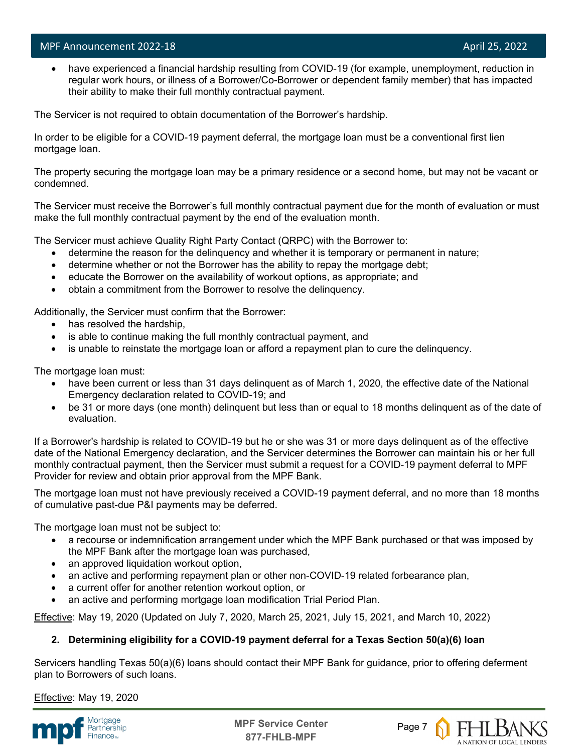- have experienced a financial hardship resulting from COVID-19 (for example, unemployment, reduction in regular work hours, or illness of a Borrower/Co-Borrower or dependent family member) that has impacted their ability to make their full monthly contractual payment.

The Servicer is not required to obtain documentation of the Borrower's hardship.

In order to be eligible for a COVID-19 payment deferral, the mortgage loan must be a conventional first lien mortgage loan.

The property securing the mortgage loan may be a primary residence or a second home, but may not be vacant or condemned.

The Servicer must receive the Borrower's full monthly contractual payment due for the month of evaluation or must make the full monthly contractual payment by the end of the evaluation month.

The Servicer must achieve Quality Right Party Contact (QRPC) with the Borrower to:

- determine the reason for the delinquency and whether it is temporary or permanent in nature;
- determine whether or not the Borrower has the ability to repay the mortgage debt;
- educate the Borrower on the availability of workout options, as appropriate; and
- obtain a commitment from the Borrower to resolve the delinquency.

Additionally, the Servicer must confirm that the Borrower:

- has resolved the hardship,
- is able to continue making the full monthly contractual payment, and
- is unable to reinstate the mortgage loan or afford a repayment plan to cure the delinquency.

The mortgage loan must:

- have been current or less than 31 days delinquent as of March 1, 2020, the effective date of the National Emergency declaration related to COVID-19; and
- be 31 or more days (one month) delinquent but less than or equal to 18 months delinquent as of the date of evaluation.

If a Borrower's hardship is related to COVID-19 but he or she was 31 or more days delinquent as of the effective date of the National Emergency declaration, and the Servicer determines the Borrower can maintain his or her full monthly contractual payment, then the Servicer must submit a request for a COVID-19 payment deferral to MPF Provider for review and obtain prior approval from the MPF Bank.

The mortgage loan must not have previously received a COVID-19 payment deferral, and no more than 18 months of cumulative past-due P&I payments may be deferred.

The mortgage loan must not be subject to:

- a recourse or indemnification arrangement under which the MPF Bank purchased or that was imposed by the MPF Bank after the mortgage loan was purchased,
- an approved liquidation workout option,
- an active and performing repayment plan or other non-COVID-19 related forbearance plan,
- a current offer for another retention workout option, or
- an active and performing mortgage loan modification Trial Period Plan.

<u>Effective</u>: May 19, 2020 (Updated on July 7, 2020, March 25, 2021, July 15, 2021, and March 10, 2022)

**2. Determining eligibility for a COVID-19 payment deferral for a Texas Section 50(a)(6) loan**

Servicers handling Texas 50(a)(6) loans should contact their MPF Bank for guidance, prior to offering deferment plan to Borrowers of such loans.

<u>Effective</u>: May 19, 2020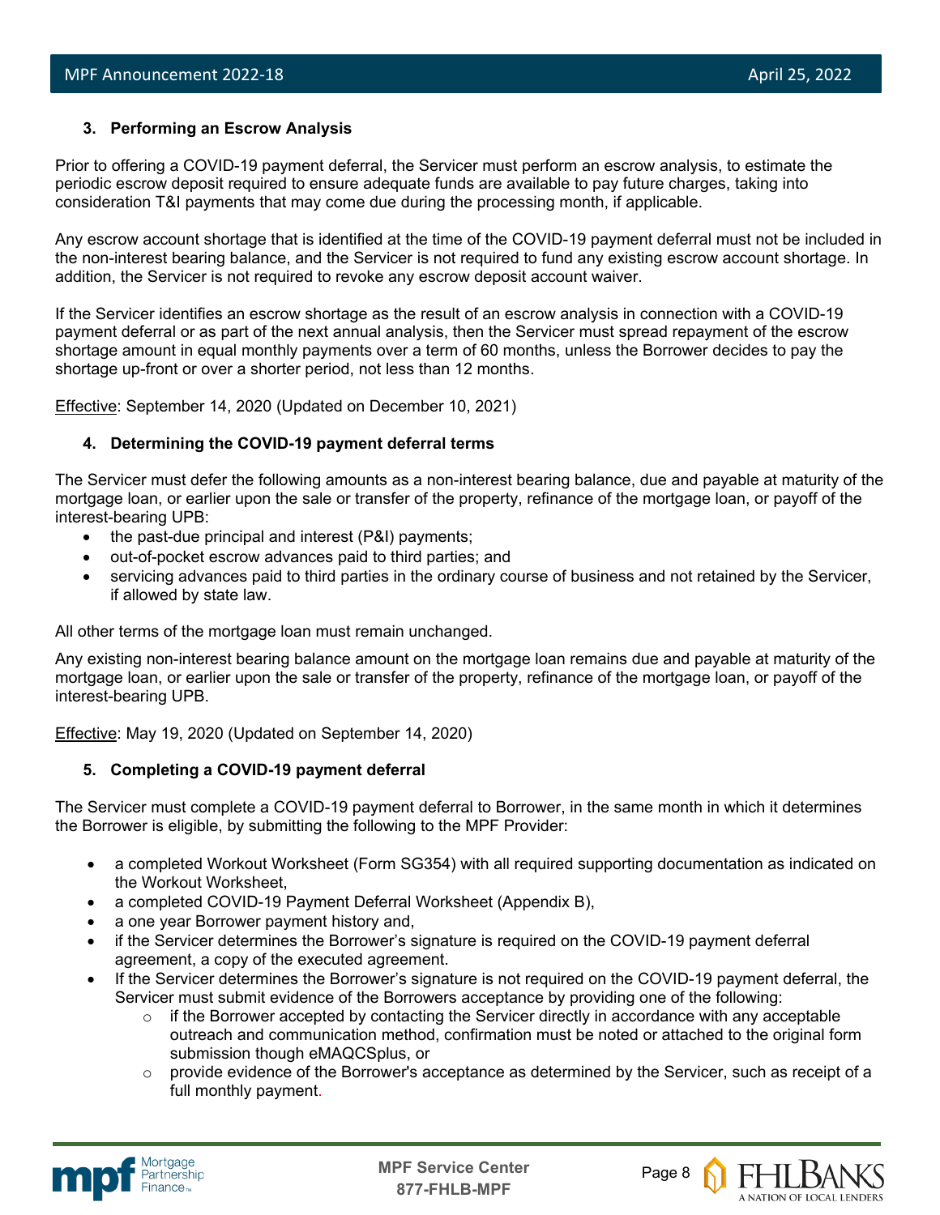### 3. Performing an Escrow Analysis

Prior to offering a COVID-19 payment deferral, the Servicer must perform an escrow analysis, to estimate the periodic escrow deposit required to ensure adequate funds are available to pay future charges, taking into consideration T&I payments that may come due during the processing month, if applicable.

Any escrow account shortage that is identified at the time of the COVID-19 payment deferral must not be included in the non-interest bearing balance, and the Servicer is not required to fund any existing escrow account shortage. In addition, the Servicer is not required to revoke any escrow deposit account waiver.

If the Servicer identifies an escrow shortage as the result of an escrow analysis in connection with a COVID-19 payment deferral or as part of the next annual analysis, then the Servicer must spread repayment of the escrow shortage amount in equal monthly payments over a term of 60 months, unless the Borrower decides to pay the shortage up-front or over a shorter period, not less than 12 months.

Effective: September 14, 2020 (Updated on December 10, 2021)

### 4. Determining the COVID-19 payment deferral terms

The Servicer must defer the following amounts as a non-interest bearing balance, due and payable at maturity of the mortgage loan, or earlier upon the sale or transfer of the property, refinance of the mortgage loan, or payoff of the interest-bearing UPB:

- the past-due principal and interest (P&I) payments;
- out-of-pocket escrow advances paid to third parties; and
- servicing advances paid to third parties in the ordinary course of business and not retained by the Servicer, if allowed by state law.

All other terms of the mortgage loan must remain unchanged.

Any existing non-interest bearing balance amount on the mortgage loan remains due and payable at maturity of the mortgage loan, or earlier upon the sale or transfer of the property, refinance of the mortgage loan, or payoff of the interest-bearing UPB.

Effective: May 19, 2020 (Updated on September 14, 2020)

### 5. Completing a COVID-19 payment deferral

The Servicer must complete a COVID-19 payment deferral to Borrower, in the same month in which it determines the Borrower is eligible, by submitting the following to the MPF Provider:

- a completed Workout Worksheet (Form SG354) with all required supporting documentation as indicated on the Workout Worksheet,
- a completed COVID-19 Payment Deferral Worksheet (Appendix B),
- a one year Borrower payment history and,
- if the Servicer determines the Borrower's signature is required on the COVID-19 payment deferral agreement, a copy of the executed agreement.
- If the Servicer determines the Borrower's signature is not required on the COVID-19 payment deferral, the Servicer must submit evidence of the Borrowers acceptance by providing one of the following:
  - if the Borrower accepted by contacting the Servicer directly in accordance with any acceptable outreach and communication method, confirmation must be noted or attached to the original form submission though eMAQCSplus, or
  - provide evidence of the Borrower's acceptance as determined by the Servicer, such as receipt of a full monthly payment.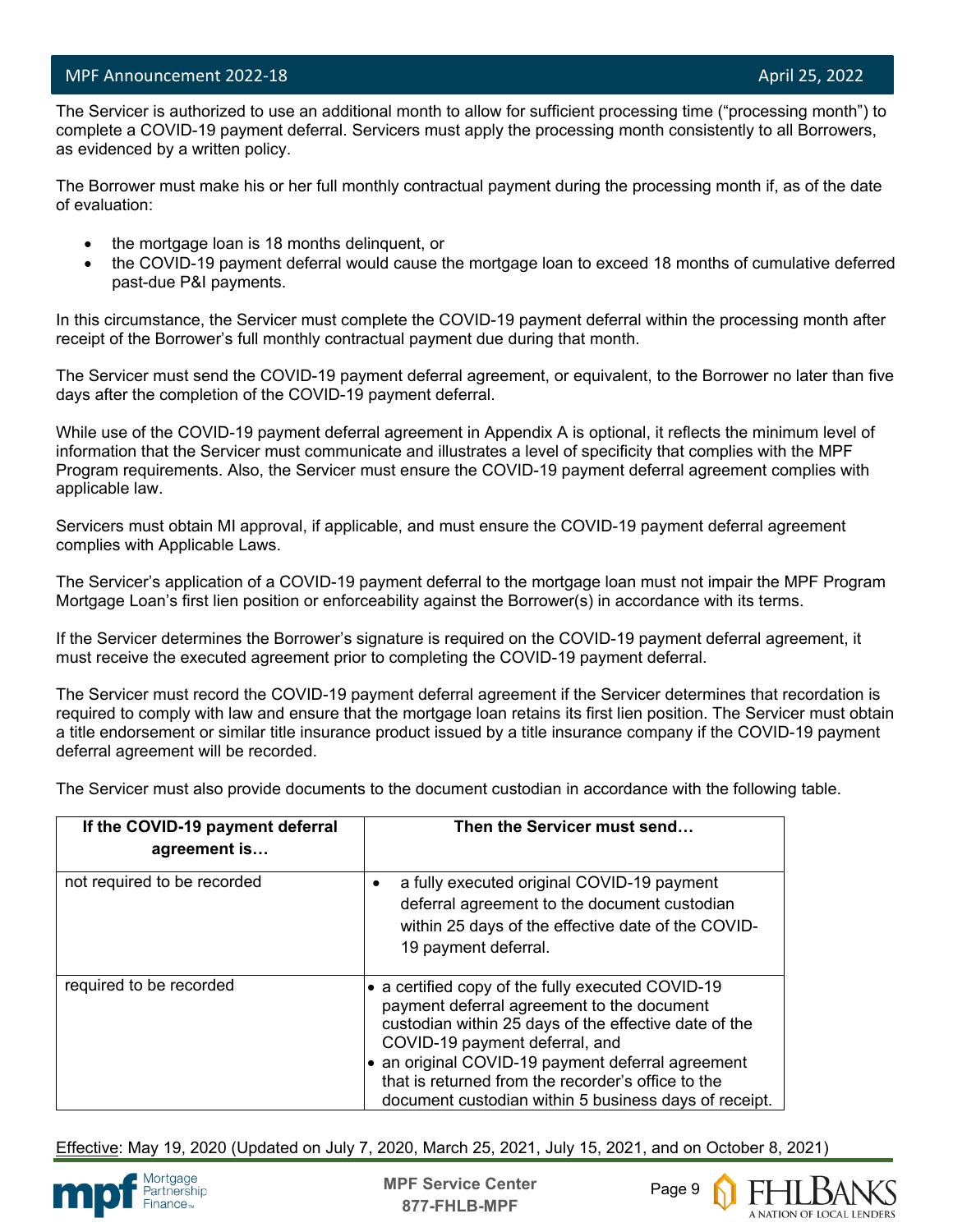The Servicer is authorized to use an additional month to allow for sufficient processing time ("processing month") to complete a COVID-19 payment deferral. Servicers must apply the processing month consistently to all Borrowers, as evidenced by a written policy.

The Borrower must make his or her full monthly contractual payment during the processing month if, as of the date of evaluation:

- the mortgage loan is 18 months delinquent, or
- the COVID-19 payment deferral would cause the mortgage loan to exceed 18 months of cumulative deferred past-due P&I payments.

In this circumstance, the Servicer must complete the COVID-19 payment deferral within the processing month after receipt of the Borrower's full monthly contractual payment due during that month.

The Servicer must send the COVID-19 payment deferral agreement, or equivalent, to the Borrower no later than five days after the completion of the COVID-19 payment deferral.

While use of the COVID-19 payment deferral agreement in Appendix A is optional, it reflects the minimum level of information that the Servicer must communicate and illustrates a level of specificity that complies with the MPF Program requirements. Also, the Servicer must ensure the COVID-19 payment deferral agreement complies with applicable law.

Servicers must obtain MI approval, if applicable, and must ensure the COVID-19 payment deferral agreement complies with Applicable Laws.

The Servicer's application of a COVID-19 payment deferral to the mortgage loan must not impair the MPF Program Mortgage Loan's first lien position or enforceability against the Borrower(s) in accordance with its terms.

If the Servicer determines the Borrower's signature is required on the COVID-19 payment deferral agreement, it must receive the executed agreement prior to completing the COVID-19 payment deferral.

The Servicer must record the COVID-19 payment deferral agreement if the Servicer determines that recordation is required to comply with law and ensure that the mortgage loan retains its first lien position. The Servicer must obtain a title endorsement or similar title insurance product issued by a title insurance company if the COVID-19 payment deferral agreement will be recorded.

The Servicer must also provide documents to the document custodian in accordance with the following table.

| If the COVID-19 payment deferral agreement is… | Then the Servicer must send… |
|---|---|
| not required to be recorded | • a fully executed original COVID-19 payment deferral agreement to the document custodian within 25 days of the effective date of the COVID-19 payment deferral. |
| required to be recorded | • a certified copy of the fully executed COVID-19 payment deferral agreement to the document custodian within 25 days of the effective date of the COVID-19 payment deferral, and<br>• an original COVID-19 payment deferral agreement that is returned from the recorder's office to the document custodian within 5 business days of receipt. |

Effective: May 19, 2020 (Updated on July 7, 2020, March 25, 2021, July 15, 2021, and on October 8, 2021)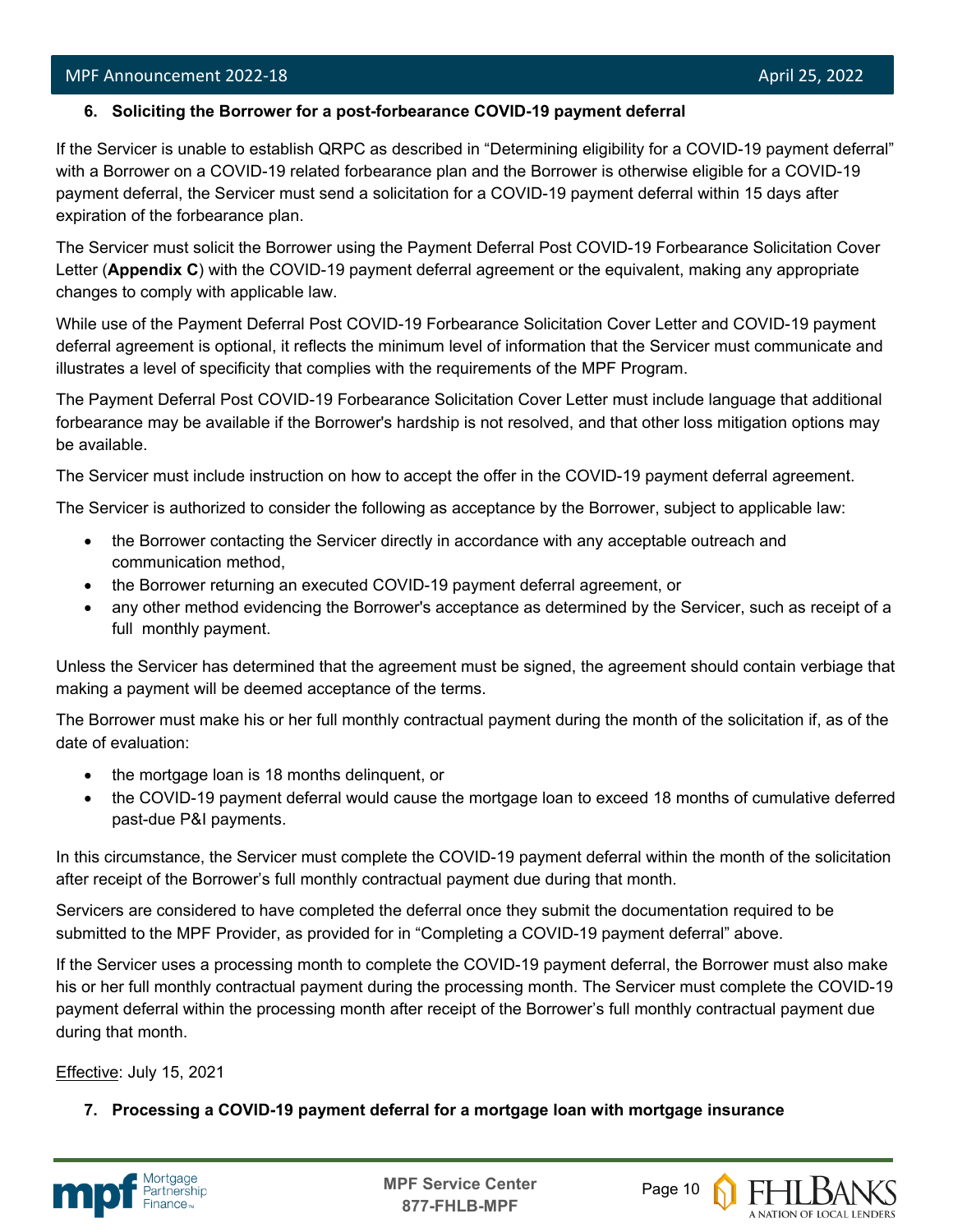## 6. Soliciting the Borrower for a post-forbearance COVID-19 payment deferral

If the Servicer is unable to establish QRPC as described in "Determining eligibility for a COVID-19 payment deferral" with a Borrower on a COVID-19 related forbearance plan and the Borrower is otherwise eligible for a COVID-19 payment deferral, the Servicer must send a solicitation for a COVID-19 payment deferral within 15 days after expiration of the forbearance plan.

The Servicer must solicit the Borrower using the Payment Deferral Post COVID-19 Forbearance Solicitation Cover Letter (**Appendix C**) with the COVID-19 payment deferral agreement or the equivalent, making any appropriate changes to comply with applicable law.

While use of the Payment Deferral Post COVID-19 Forbearance Solicitation Cover Letter and COVID-19 payment deferral agreement is optional, it reflects the minimum level of information that the Servicer must communicate and illustrates a level of specificity that complies with the requirements of the MPF Program.

The Payment Deferral Post COVID-19 Forbearance Solicitation Cover Letter must include language that additional forbearance may be available if the Borrower's hardship is not resolved, and that other loss mitigation options may be available.

The Servicer must include instruction on how to accept the offer in the COVID-19 payment deferral agreement.

The Servicer is authorized to consider the following as acceptance by the Borrower, subject to applicable law:

- the Borrower contacting the Servicer directly in accordance with any acceptable outreach and communication method,
- the Borrower returning an executed COVID-19 payment deferral agreement, or
- any other method evidencing the Borrower's acceptance as determined by the Servicer, such as receipt of a full monthly payment.

Unless the Servicer has determined that the agreement must be signed, the agreement should contain verbiage that making a payment will be deemed acceptance of the terms.

The Borrower must make his or her full monthly contractual payment during the month of the solicitation if, as of the date of evaluation:

- the mortgage loan is 18 months delinquent, or
- the COVID-19 payment deferral would cause the mortgage loan to exceed 18 months of cumulative deferred past-due P&I payments.

In this circumstance, the Servicer must complete the COVID-19 payment deferral within the month of the solicitation after receipt of the Borrower's full monthly contractual payment due during that month.

Servicers are considered to have completed the deferral once they submit the documentation required to be submitted to the MPF Provider, as provided for in "Completing a COVID-19 payment deferral" above.

If the Servicer uses a processing month to complete the COVID-19 payment deferral, the Borrower must also make his or her full monthly contractual payment during the processing month. The Servicer must complete the COVID-19 payment deferral within the processing month after receipt of the Borrower's full monthly contractual payment due during that month.

Effective: July 15, 2021

## 7. Processing a COVID-19 payment deferral for a mortgage loan with mortgage insurance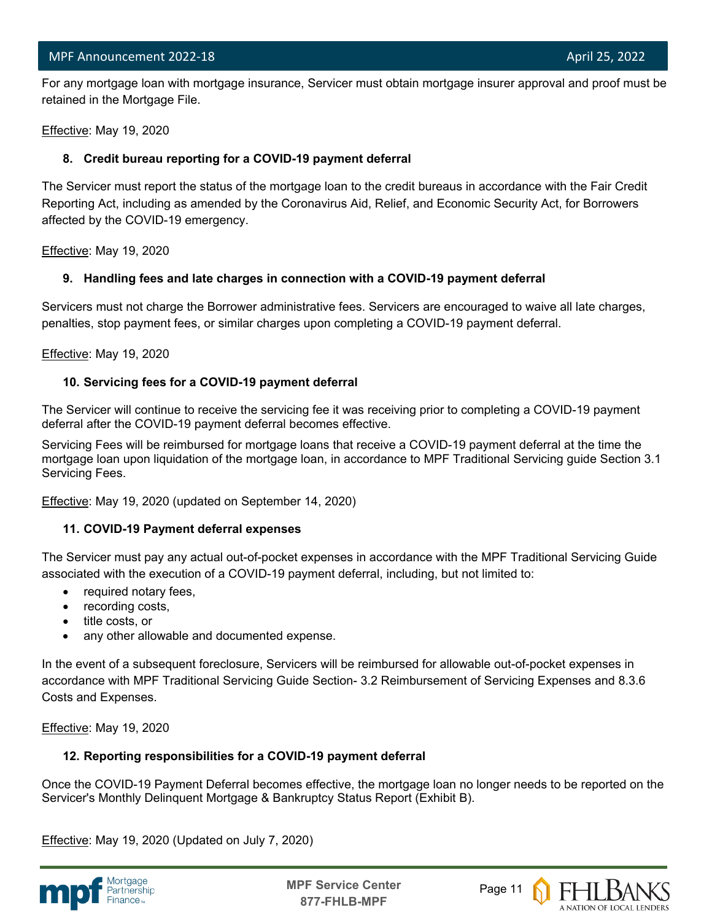For any mortgage loan with mortgage insurance, Servicer must obtain mortgage insurer approval and proof must be retained in the Mortgage File.

Effective: May 19, 2020

**8. Credit bureau reporting for a COVID-19 payment deferral**

The Servicer must report the status of the mortgage loan to the credit bureaus in accordance with the Fair Credit Reporting Act, including as amended by the Coronavirus Aid, Relief, and Economic Security Act, for Borrowers affected by the COVID-19 emergency.

Effective: May 19, 2020

**9. Handling fees and late charges in connection with a COVID-19 payment deferral**

Servicers must not charge the Borrower administrative fees. Servicers are encouraged to waive all late charges, penalties, stop payment fees, or similar charges upon completing a COVID-19 payment deferral.

Effective: May 19, 2020

**10. Servicing fees for a COVID-19 payment deferral**

The Servicer will continue to receive the servicing fee it was receiving prior to completing a COVID-19 payment deferral after the COVID-19 payment deferral becomes effective.

Servicing Fees will be reimbursed for mortgage loans that receive a COVID-19 payment deferral at the time the mortgage loan upon liquidation of the mortgage loan, in accordance to MPF Traditional Servicing guide Section 3.1 Servicing Fees.

Effective: May 19, 2020 (updated on September 14, 2020)

**11. COVID-19 Payment deferral expenses**

The Servicer must pay any actual out-of-pocket expenses in accordance with the MPF Traditional Servicing Guide associated with the execution of a COVID-19 payment deferral, including, but not limited to:

- required notary fees,
- recording costs,
- title costs, or
- any other allowable and documented expense.

In the event of a subsequent foreclosure, Servicers will be reimbursed for allowable out-of-pocket expenses in accordance with MPF Traditional Servicing Guide Section- 3.2 Reimbursement of Servicing Expenses and 8.3.6 Costs and Expenses.

Effective: May 19, 2020

**12. Reporting responsibilities for a COVID-19 payment deferral**

Once the COVID-19 Payment Deferral becomes effective, the mortgage loan no longer needs to be reported on the Servicer's Monthly Delinquent Mortgage & Bankruptcy Status Report (Exhibit B).

Effective: May 19, 2020 (Updated on July 7, 2020)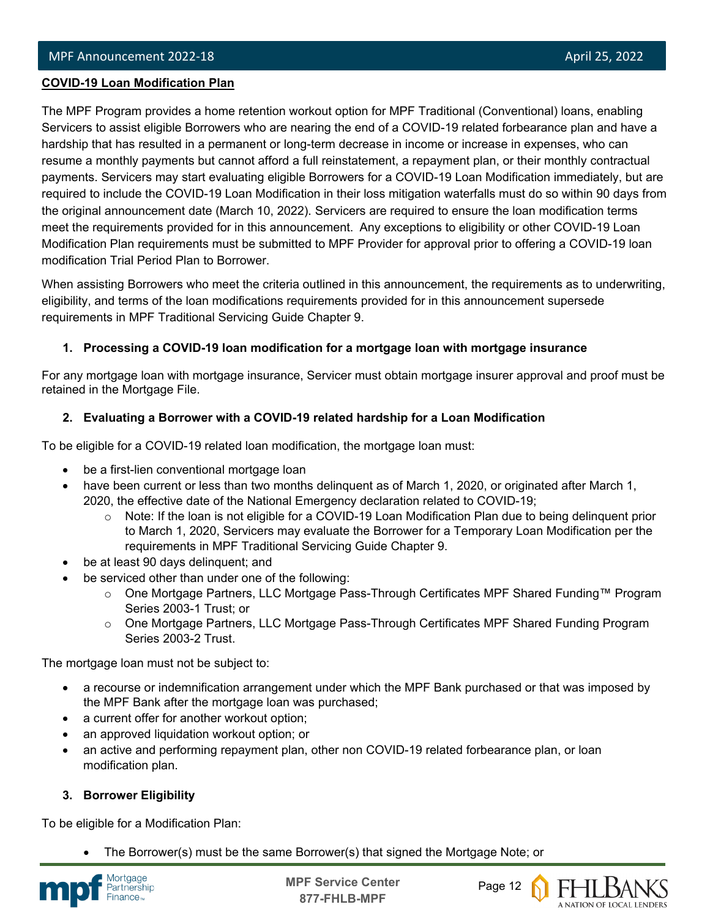**COVID-19 Loan Modification Plan**

The MPF Program provides a home retention workout option for MPF Traditional (Conventional) loans, enabling Servicers to assist eligible Borrowers who are nearing the end of a COVID-19 related forbearance plan and have a hardship that has resulted in a permanent or long-term decrease in income or increase in expenses, who can resume a monthly payments but cannot afford a full reinstatement, a repayment plan, or their monthly contractual payments. Servicers may start evaluating eligible Borrowers for a COVID-19 Loan Modification immediately, but are required to include the COVID-19 Loan Modification in their loss mitigation waterfalls must do so within 90 days from the original announcement date (March 10, 2022). Servicers are required to ensure the loan modification terms meet the requirements provided for in this announcement. Any exceptions to eligibility or other COVID-19 Loan Modification Plan requirements must be submitted to MPF Provider for approval prior to offering a COVID-19 loan modification Trial Period Plan to Borrower.

When assisting Borrowers who meet the criteria outlined in this announcement, the requirements as to underwriting, eligibility, and terms of the loan modifications requirements provided for in this announcement supersede requirements in MPF Traditional Servicing Guide Chapter 9.

1. **Processing a COVID-19 loan modification for a mortgage loan with mortgage insurance**

For any mortgage loan with mortgage insurance, Servicer must obtain mortgage insurer approval and proof must be retained in the Mortgage File.

2. **Evaluating a Borrower with a COVID-19 related hardship for a Loan Modification**

To be eligible for a COVID-19 related loan modification, the mortgage loan must:

- be a first-lien conventional mortgage loan
- have been current or less than two months delinquent as of March 1, 2020, or originated after March 1, 2020, the effective date of the National Emergency declaration related to COVID-19;
  - Note: If the loan is not eligible for a COVID-19 Loan Modification Plan due to being delinquent prior to March 1, 2020, Servicers may evaluate the Borrower for a Temporary Loan Modification per the requirements in MPF Traditional Servicing Guide Chapter 9.
- be at least 90 days delinquent; and
- be serviced other than under one of the following:
  - One Mortgage Partners, LLC Mortgage Pass-Through Certificates MPF Shared Funding™ Program Series 2003-1 Trust; or
  - One Mortgage Partners, LLC Mortgage Pass-Through Certificates MPF Shared Funding Program Series 2003-2 Trust.

The mortgage loan must not be subject to:

- a recourse or indemnification arrangement under which the MPF Bank purchased or that was imposed by the MPF Bank after the mortgage loan was purchased;
- a current offer for another workout option;
- an approved liquidation workout option; or
- an active and performing repayment plan, other non COVID-19 related forbearance plan, or loan modification plan.

3. **Borrower Eligibility**

To be eligible for a Modification Plan:

- The Borrower(s) must be the same Borrower(s) that signed the Mortgage Note; or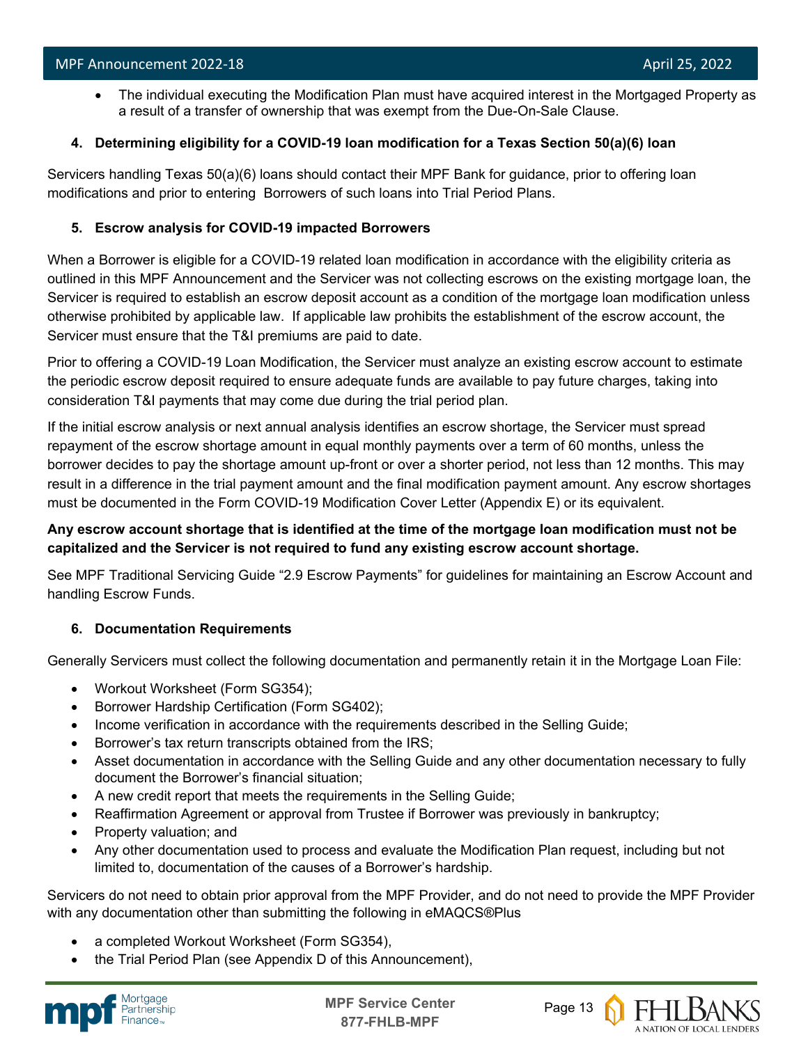- The individual executing the Modification Plan must have acquired interest in the Mortgaged Property as a result of a transfer of ownership that was exempt from the Due-On-Sale Clause.

### 4. Determining eligibility for a COVID-19 loan modification for a Texas Section 50(a)(6) loan

Servicers handling Texas 50(a)(6) loans should contact their MPF Bank for guidance, prior to offering loan modifications and prior to entering Borrowers of such loans into Trial Period Plans.

### 5. Escrow analysis for COVID-19 impacted Borrowers

When a Borrower is eligible for a COVID-19 related loan modification in accordance with the eligibility criteria as outlined in this MPF Announcement and the Servicer was not collecting escrows on the existing mortgage loan, the Servicer is required to establish an escrow deposit account as a condition of the mortgage loan modification unless otherwise prohibited by applicable law. If applicable law prohibits the establishment of the escrow account, the Servicer must ensure that the T&I premiums are paid to date.

Prior to offering a COVID-19 Loan Modification, the Servicer must analyze an existing escrow account to estimate the periodic escrow deposit required to ensure adequate funds are available to pay future charges, taking into consideration T&I payments that may come due during the trial period plan.

If the initial escrow analysis or next annual analysis identifies an escrow shortage, the Servicer must spread repayment of the escrow shortage amount in equal monthly payments over a term of 60 months, unless the borrower decides to pay the shortage amount up-front or over a shorter period, not less than 12 months. This may result in a difference in the trial payment amount and the final modification payment amount. Any escrow shortages must be documented in the Form COVID-19 Modification Cover Letter (Appendix E) or its equivalent.

**Any escrow account shortage that is identified at the time of the mortgage loan modification must not be capitalized and the Servicer is not required to fund any existing escrow account shortage.**

See MPF Traditional Servicing Guide "2.9 Escrow Payments" for guidelines for maintaining an Escrow Account and handling Escrow Funds.

### 6. Documentation Requirements

Generally Servicers must collect the following documentation and permanently retain it in the Mortgage Loan File:

- Workout Worksheet (Form SG354);
- Borrower Hardship Certification (Form SG402);
- Income verification in accordance with the requirements described in the Selling Guide;
- Borrower's tax return transcripts obtained from the IRS;
- Asset documentation in accordance with the Selling Guide and any other documentation necessary to fully document the Borrower's financial situation;
- A new credit report that meets the requirements in the Selling Guide;
- Reaffirmation Agreement or approval from Trustee if Borrower was previously in bankruptcy;
- Property valuation; and
- Any other documentation used to process and evaluate the Modification Plan request, including but not limited to, documentation of the causes of a Borrower's hardship.

Servicers do not need to obtain prior approval from the MPF Provider, and do not need to provide the MPF Provider with any documentation other than submitting the following in eMAQCS®Plus

- a completed Workout Worksheet (Form SG354),
- the Trial Period Plan (see Appendix D of this Announcement),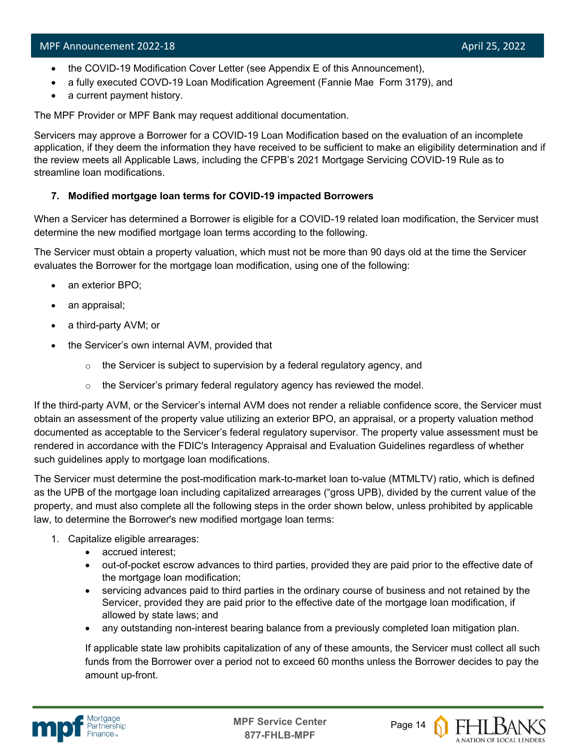- the COVID-19 Modification Cover Letter (see Appendix E of this Announcement),
- a fully executed COVID-19 Loan Modification Agreement (Fannie Mae Form 3179), and
- a current payment history.

The MPF Provider or MPF Bank may request additional documentation.

Servicers may approve a Borrower for a COVID-19 Loan Modification based on the evaluation of an incomplete application, if they deem the information they have received to be sufficient to make an eligibility determination and if the review meets all Applicable Laws, including the CFPB's 2021 Mortgage Servicing COVID-19 Rule as to streamline loan modifications.

**7. Modified mortgage loan terms for COVID-19 impacted Borrowers**

When a Servicer has determined a Borrower is eligible for a COVID-19 related loan modification, the Servicer must determine the new modified mortgage loan terms according to the following.

The Servicer must obtain a property valuation, which must not be more than 90 days old at the time the Servicer evaluates the Borrower for the mortgage loan modification, using one of the following:

- an exterior BPO;
- an appraisal;
- a third-party AVM; or
- the Servicer's own internal AVM, provided that
  - the Servicer is subject to supervision by a federal regulatory agency, and
  - the Servicer's primary federal regulatory agency has reviewed the model.

If the third-party AVM, or the Servicer's internal AVM does not render a reliable confidence score, the Servicer must obtain an assessment of the property value utilizing an exterior BPO, an appraisal, or a property valuation method documented as acceptable to the Servicer's federal regulatory supervisor. The property value assessment must be rendered in accordance with the FDIC's Interagency Appraisal and Evaluation Guidelines regardless of whether such guidelines apply to mortgage loan modifications.

The Servicer must determine the post-modification mark-to-market loan to-value (MTMLTV) ratio, which is defined as the UPB of the mortgage loan including capitalized arrearages ("gross UPB), divided by the current value of the property, and must also complete all the following steps in the order shown below, unless prohibited by applicable law, to determine the Borrower's new modified mortgage loan terms:

1. Capitalize eligible arrearages:
   - accrued interest;
   - out-of-pocket escrow advances to third parties, provided they are paid prior to the effective date of the mortgage loan modification;
   - servicing advances paid to third parties in the ordinary course of business and not retained by the Servicer, provided they are paid prior to the effective date of the mortgage loan modification, if allowed by state laws; and
   - any outstanding non-interest bearing balance from a previously completed loan mitigation plan.

   If applicable state law prohibits capitalization of any of these amounts, the Servicer must collect all such funds from the Borrower over a period not to exceed 60 months unless the Borrower decides to pay the amount up-front.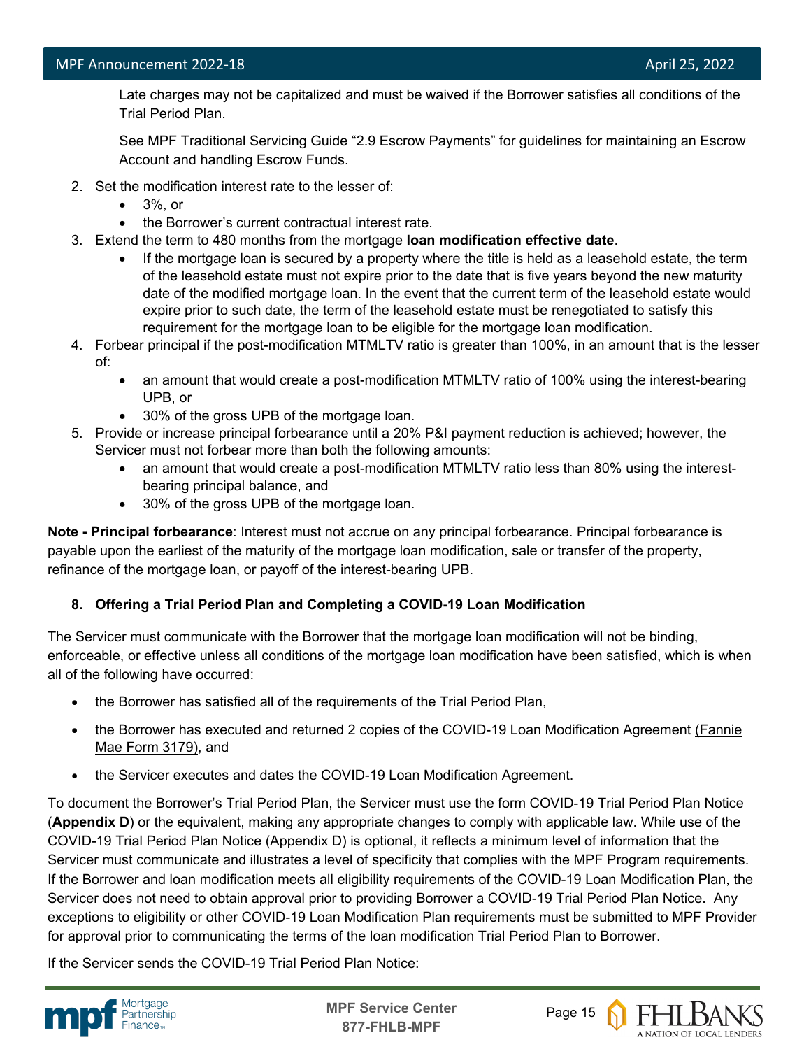Late charges may not be capitalized and must be waived if the Borrower satisfies all conditions of the Trial Period Plan.

See MPF Traditional Servicing Guide "2.9 Escrow Payments" for guidelines for maintaining an Escrow Account and handling Escrow Funds.

2. Set the modification interest rate to the lesser of:
   - 3%, or
   - the Borrower's current contractual interest rate.
3. Extend the term to 480 months from the mortgage **loan modification effective date**.
   - If the mortgage loan is secured by a property where the title is held as a leasehold estate, the term of the leasehold estate must not expire prior to the date that is five years beyond the new maturity date of the modified mortgage loan. In the event that the current term of the leasehold estate would expire prior to such date, the term of the leasehold estate must be renegotiated to satisfy this requirement for the mortgage loan to be eligible for the mortgage loan modification.
4. Forbear principal if the post-modification MTMLTV ratio is greater than 100%, in an amount that is the lesser of:
   - an amount that would create a post-modification MTMLTV ratio of 100% using the interest-bearing UPB, or
   - 30% of the gross UPB of the mortgage loan.
5. Provide or increase principal forbearance until a 20% P&I payment reduction is achieved; however, the Servicer must not forbear more than both the following amounts:
   - an amount that would create a post-modification MTMLTV ratio less than 80% using the interest-bearing principal balance, and
   - 30% of the gross UPB of the mortgage loan.

**Note - Principal forbearance**: Interest must not accrue on any principal forbearance. Principal forbearance is payable upon the earliest of the maturity of the mortgage loan modification, sale or transfer of the property, refinance of the mortgage loan, or payoff of the interest-bearing UPB.

### 8. Offering a Trial Period Plan and Completing a COVID-19 Loan Modification

The Servicer must communicate with the Borrower that the mortgage loan modification will not be binding, enforceable, or effective unless all conditions of the mortgage loan modification have been satisfied, which is when all of the following have occurred:

- the Borrower has satisfied all of the requirements of the Trial Period Plan,
- the Borrower has executed and returned 2 copies of the COVID-19 Loan Modification Agreement (Fannie Mae Form 3179), and
- the Servicer executes and dates the COVID-19 Loan Modification Agreement.

To document the Borrower's Trial Period Plan, the Servicer must use the form COVID-19 Trial Period Plan Notice (**Appendix D**) or the equivalent, making any appropriate changes to comply with applicable law. While use of the COVID-19 Trial Period Plan Notice (Appendix D) is optional, it reflects a minimum level of information that the Servicer must communicate and illustrates a level of specificity that complies with the MPF Program requirements. If the Borrower and loan modification meets all eligibility requirements of the COVID-19 Loan Modification Plan, the Servicer does not need to obtain approval prior to providing Borrower a COVID-19 Trial Period Plan Notice. Any exceptions to eligibility or other COVID-19 Loan Modification Plan requirements must be submitted to MPF Provider for approval prior to communicating the terms of the loan modification Trial Period Plan to Borrower.

If the Servicer sends the COVID-19 Trial Period Plan Notice: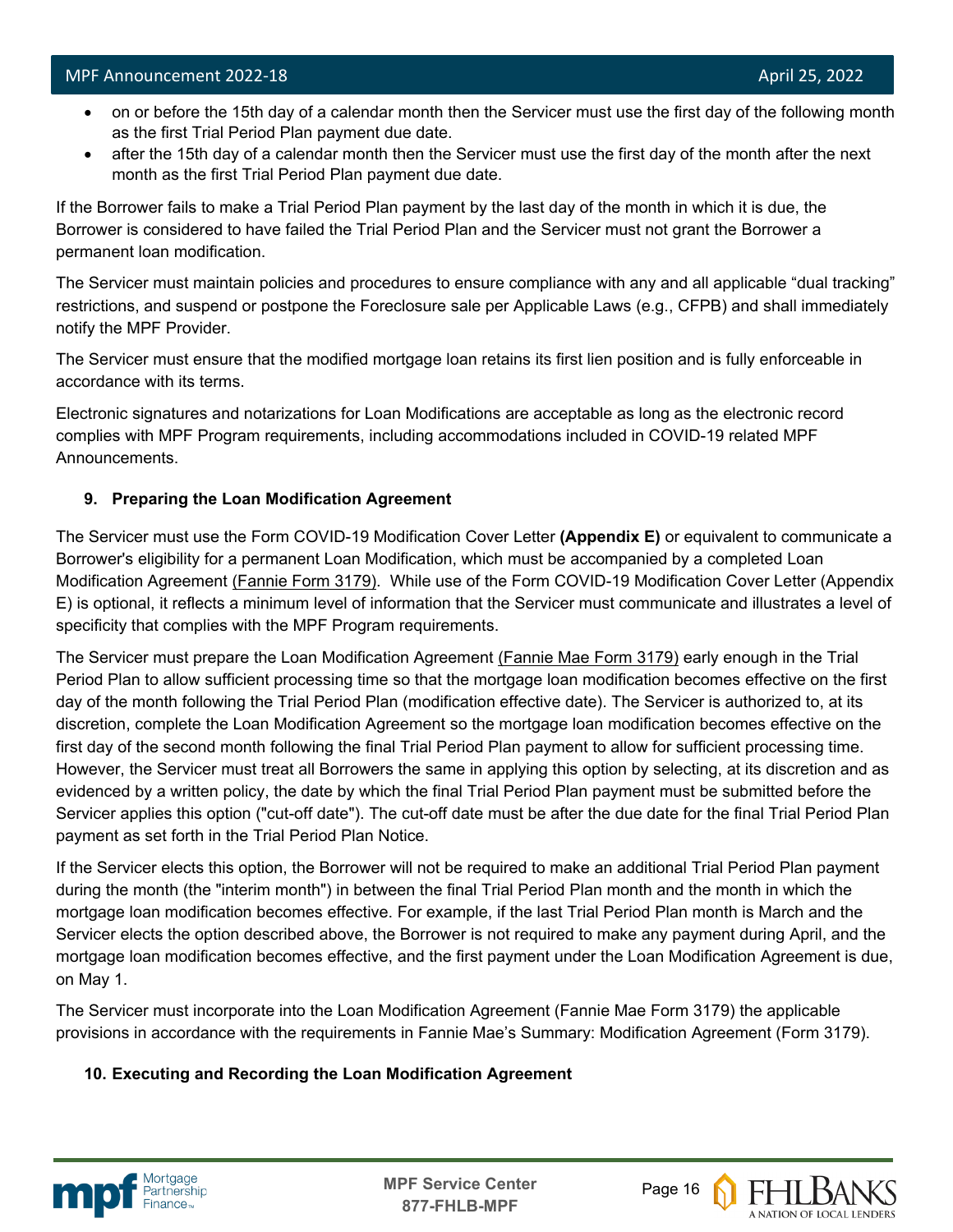- on or before the 15th day of a calendar month then the Servicer must use the first day of the following month as the first Trial Period Plan payment due date.
- after the 15th day of a calendar month then the Servicer must use the first day of the month after the next month as the first Trial Period Plan payment due date.

If the Borrower fails to make a Trial Period Plan payment by the last day of the month in which it is due, the Borrower is considered to have failed the Trial Period Plan and the Servicer must not grant the Borrower a permanent loan modification.

The Servicer must maintain policies and procedures to ensure compliance with any and all applicable "dual tracking" restrictions, and suspend or postpone the Foreclosure sale per Applicable Laws (e.g., CFPB) and shall immediately notify the MPF Provider.

The Servicer must ensure that the modified mortgage loan retains its first lien position and is fully enforceable in accordance with its terms.

Electronic signatures and notarizations for Loan Modifications are acceptable as long as the electronic record complies with MPF Program requirements, including accommodations included in COVID-19 related MPF Announcements.

### 9. Preparing the Loan Modification Agreement

The Servicer must use the Form COVID-19 Modification Cover Letter **(Appendix E)** or equivalent to communicate a Borrower's eligibility for a permanent Loan Modification, which must be accompanied by a completed Loan Modification Agreement (Fannie Form 3179). While use of the Form COVID-19 Modification Cover Letter (Appendix E) is optional, it reflects a minimum level of information that the Servicer must communicate and illustrates a level of specificity that complies with the MPF Program requirements.

The Servicer must prepare the Loan Modification Agreement (Fannie Mae Form 3179) early enough in the Trial Period Plan to allow sufficient processing time so that the mortgage loan modification becomes effective on the first day of the month following the Trial Period Plan (modification effective date). The Servicer is authorized to, at its discretion, complete the Loan Modification Agreement so the mortgage loan modification becomes effective on the first day of the second month following the final Trial Period Plan payment to allow for sufficient processing time. However, the Servicer must treat all Borrowers the same in applying this option by selecting, at its discretion and as evidenced by a written policy, the date by which the final Trial Period Plan payment must be submitted before the Servicer applies this option ("cut-off date"). The cut-off date must be after the due date for the final Trial Period Plan payment as set forth in the Trial Period Plan Notice.

If the Servicer elects this option, the Borrower will not be required to make an additional Trial Period Plan payment during the month (the "interim month") in between the final Trial Period Plan month and the month in which the mortgage loan modification becomes effective. For example, if the last Trial Period Plan month is March and the Servicer elects the option described above, the Borrower is not required to make any payment during April, and the mortgage loan modification becomes effective, and the first payment under the Loan Modification Agreement is due, on May 1.

The Servicer must incorporate into the Loan Modification Agreement (Fannie Mae Form 3179) the applicable provisions in accordance with the requirements in Fannie Mae's Summary: Modification Agreement (Form 3179).

### 10. Executing and Recording the Loan Modification Agreement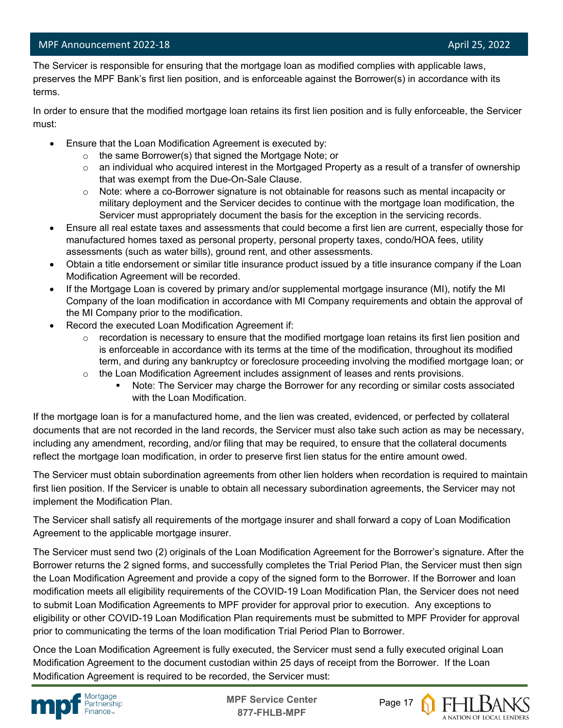The Servicer is responsible for ensuring that the mortgage loan as modified complies with applicable laws, preserves the MPF Bank's first lien position, and is enforceable against the Borrower(s) in accordance with its terms.

In order to ensure that the modified mortgage loan retains its first lien position and is fully enforceable, the Servicer must:

- Ensure that the Loan Modification Agreement is executed by:
  - the same Borrower(s) that signed the Mortgage Note; or
  - an individual who acquired interest in the Mortgaged Property as a result of a transfer of ownership that was exempt from the Due-On-Sale Clause.
  - Note: where a co-Borrower signature is not obtainable for reasons such as mental incapacity or military deployment and the Servicer decides to continue with the mortgage loan modification, the Servicer must appropriately document the basis for the exception in the servicing records.
- Ensure all real estate taxes and assessments that could become a first lien are current, especially those for manufactured homes taxed as personal property, personal property taxes, condo/HOA fees, utility assessments (such as water bills), ground rent, and other assessments.
- Obtain a title endorsement or similar title insurance product issued by a title insurance company if the Loan Modification Agreement will be recorded.
- If the Mortgage Loan is covered by primary and/or supplemental mortgage insurance (MI), notify the MI Company of the loan modification in accordance with MI Company requirements and obtain the approval of the MI Company prior to the modification.
- Record the executed Loan Modification Agreement if:
  - recordation is necessary to ensure that the modified mortgage loan retains its first lien position and is enforceable in accordance with its terms at the time of the modification, throughout its modified term, and during any bankruptcy or foreclosure proceeding involving the modified mortgage loan; or
  - the Loan Modification Agreement includes assignment of leases and rents provisions.
    - Note: The Servicer may charge the Borrower for any recording or similar costs associated with the Loan Modification.

If the mortgage loan is for a manufactured home, and the lien was created, evidenced, or perfected by collateral documents that are not recorded in the land records, the Servicer must also take such action as may be necessary, including any amendment, recording, and/or filing that may be required, to ensure that the collateral documents reflect the mortgage loan modification, in order to preserve first lien status for the entire amount owed.

The Servicer must obtain subordination agreements from other lien holders when recordation is required to maintain first lien position. If the Servicer is unable to obtain all necessary subordination agreements, the Servicer may not implement the Modification Plan.

The Servicer shall satisfy all requirements of the mortgage insurer and shall forward a copy of Loan Modification Agreement to the applicable mortgage insurer.

The Servicer must send two (2) originals of the Loan Modification Agreement for the Borrower's signature. After the Borrower returns the 2 signed forms, and successfully completes the Trial Period Plan, the Servicer must then sign the Loan Modification Agreement and provide a copy of the signed form to the Borrower. If the Borrower and loan modification meets all eligibility requirements of the COVID-19 Loan Modification Plan, the Servicer does not need to submit Loan Modification Agreements to MPF provider for approval prior to execution. Any exceptions to eligibility or other COVID-19 Loan Modification Plan requirements must be submitted to MPF Provider for approval prior to communicating the terms of the loan modification Trial Period Plan to Borrower.

Once the Loan Modification Agreement is fully executed, the Servicer must send a fully executed original Loan Modification Agreement to the document custodian within 25 days of receipt from the Borrower. If the Loan Modification Agreement is required to be recorded, the Servicer must: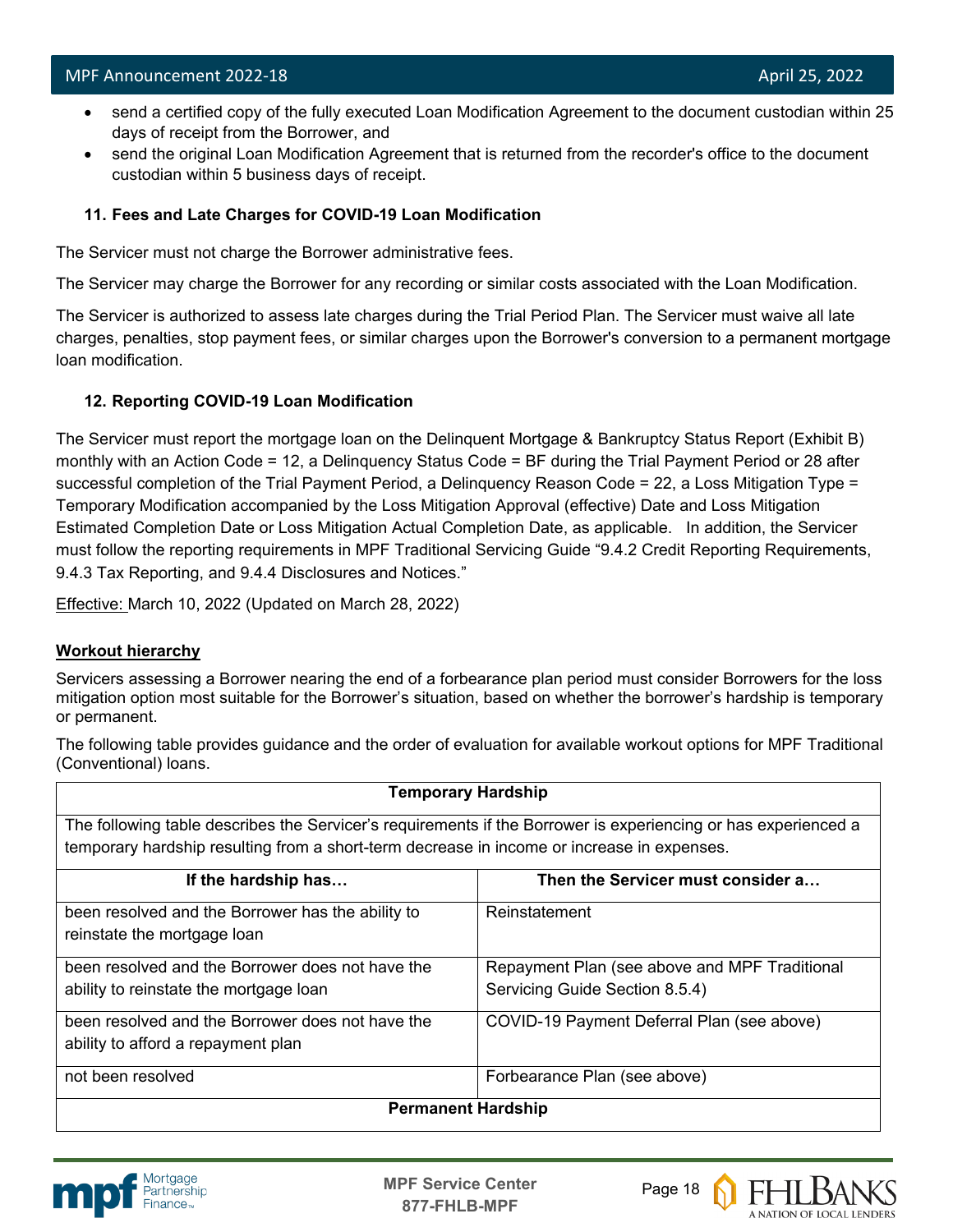- send a certified copy of the fully executed Loan Modification Agreement to the document custodian within 25 days of receipt from the Borrower, and
- send the original Loan Modification Agreement that is returned from the recorder's office to the document custodian within 5 business days of receipt.

**11. Fees and Late Charges for COVID-19 Loan Modification**

The Servicer must not charge the Borrower administrative fees.

The Servicer may charge the Borrower for any recording or similar costs associated with the Loan Modification.

The Servicer is authorized to assess late charges during the Trial Period Plan. The Servicer must waive all late charges, penalties, stop payment fees, or similar charges upon the Borrower's conversion to a permanent mortgage loan modification.

**12. Reporting COVID-19 Loan Modification**

The Servicer must report the mortgage loan on the Delinquent Mortgage & Bankruptcy Status Report (Exhibit B) monthly with an Action Code = 12, a Delinquency Status Code = BF during the Trial Payment Period or 28 after successful completion of the Trial Payment Period, a Delinquency Reason Code = 22, a Loss Mitigation Type = Temporary Modification accompanied by the Loss Mitigation Approval (effective) Date and Loss Mitigation Estimated Completion Date or Loss Mitigation Actual Completion Date, as applicable. In addition, the Servicer must follow the reporting requirements in MPF Traditional Servicing Guide "9.4.2 Credit Reporting Requirements, 9.4.3 Tax Reporting, and 9.4.4 Disclosures and Notices."

Effective: March 10, 2022 (Updated on March 28, 2022)

**Workout hierarchy**

Servicers assessing a Borrower nearing the end of a forbearance plan period must consider Borrowers for the loss mitigation option most suitable for the Borrower's situation, based on whether the borrower's hardship is temporary or permanent.

The following table provides guidance and the order of evaluation for available workout options for MPF Traditional (Conventional) loans.

| **Temporary Hardship** | |
|---|---|
| The following table describes the Servicer's requirements if the Borrower is experiencing or has experienced a temporary hardship resulting from a short-term decrease in income or increase in expenses. | |
| **If the hardship has…** | **Then the Servicer must consider a…** |
| been resolved and the Borrower has the ability to reinstate the mortgage loan | Reinstatement |
| been resolved and the Borrower does not have the ability to reinstate the mortgage loan | Repayment Plan (see above and MPF Traditional Servicing Guide Section 8.5.4) |
| been resolved and the Borrower does not have the ability to afford a repayment plan | COVID-19 Payment Deferral Plan (see above) |
| not been resolved | Forbearance Plan (see above) |
| **Permanent Hardship** | |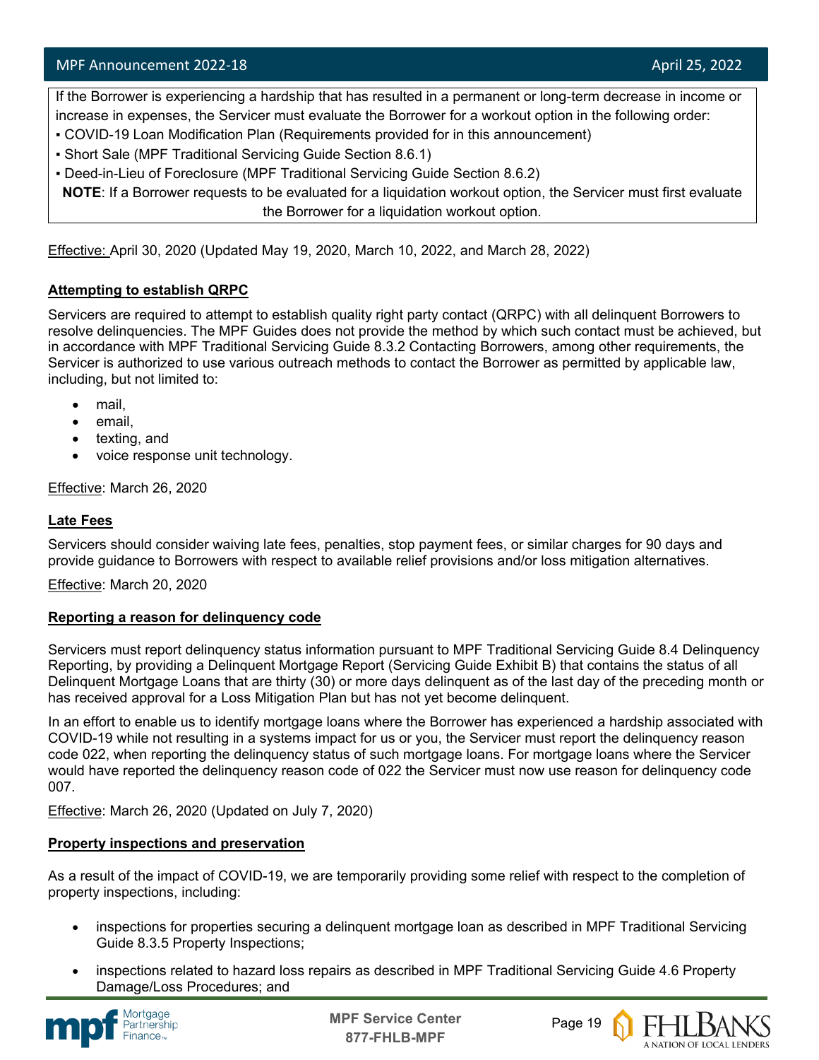If the Borrower is experiencing a hardship that has resulted in a permanent or long-term decrease in income or increase in expenses, the Servicer must evaluate the Borrower for a workout option in the following order:

- COVID-19 Loan Modification Plan (Requirements provided for in this announcement)
- Short Sale (MPF Traditional Servicing Guide Section 8.6.1)
- Deed-in-Lieu of Foreclosure (MPF Traditional Servicing Guide Section 8.6.2)

**NOTE**: If a Borrower requests to be evaluated for a liquidation workout option, the Servicer must first evaluate the Borrower for a liquidation workout option.

Effective: April 30, 2020 (Updated May 19, 2020, March 10, 2022, and March 28, 2022)

**Attempting to establish QRPC**

Servicers are required to attempt to establish quality right party contact (QRPC) with all delinquent Borrowers to resolve delinquencies. The MPF Guides does not provide the method by which such contact must be achieved, but in accordance with MPF Traditional Servicing Guide 8.3.2 Contacting Borrowers, among other requirements, the Servicer is authorized to use various outreach methods to contact the Borrower as permitted by applicable law, including, but not limited to:

- mail,
- email,
- texting, and
- voice response unit technology.

Effective: March 26, 2020

**Late Fees**

Servicers should consider waiving late fees, penalties, stop payment fees, or similar charges for 90 days and provide guidance to Borrowers with respect to available relief provisions and/or loss mitigation alternatives.

Effective: March 20, 2020

**Reporting a reason for delinquency code**

Servicers must report delinquency status information pursuant to MPF Traditional Servicing Guide 8.4 Delinquency Reporting, by providing a Delinquent Mortgage Report (Servicing Guide Exhibit B) that contains the status of all Delinquent Mortgage Loans that are thirty (30) or more days delinquent as of the last day of the preceding month or has received approval for a Loss Mitigation Plan but has not yet become delinquent.

In an effort to enable us to identify mortgage loans where the Borrower has experienced a hardship associated with COVID-19 while not resulting in a systems impact for us or you, the Servicer must report the delinquency reason code 022, when reporting the delinquency status of such mortgage loans. For mortgage loans where the Servicer would have reported the delinquency reason code of 022 the Servicer must now use reason for delinquency code 007.

Effective: March 26, 2020 (Updated on July 7, 2020)

**Property inspections and preservation**

As a result of the impact of COVID-19, we are temporarily providing some relief with respect to the completion of property inspections, including:

- inspections for properties securing a delinquent mortgage loan as described in MPF Traditional Servicing Guide 8.3.5 Property Inspections;
- inspections related to hazard loss repairs as described in MPF Traditional Servicing Guide 4.6 Property Damage/Loss Procedures; and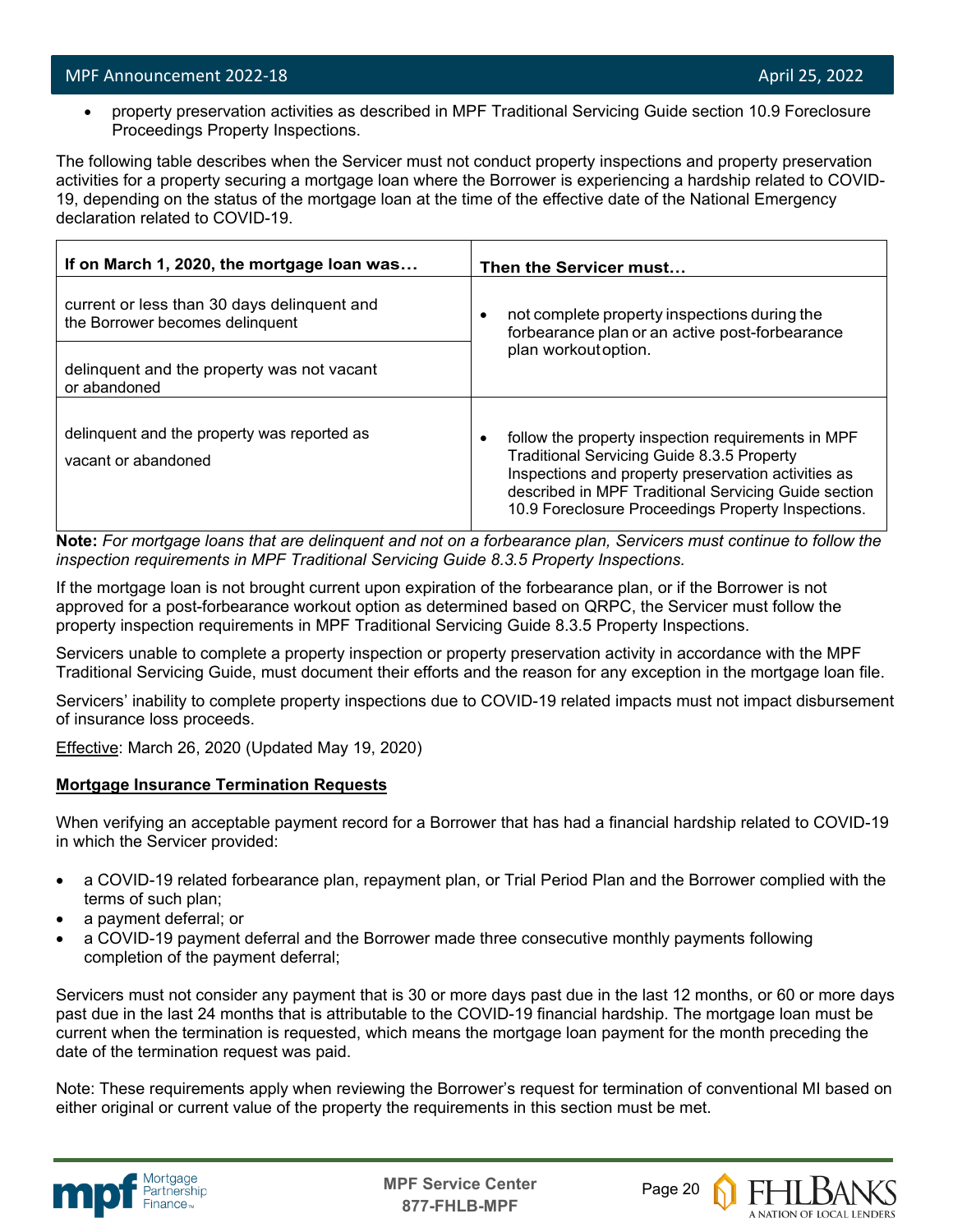- property preservation activities as described in MPF Traditional Servicing Guide section 10.9 Foreclosure Proceedings Property Inspections.

The following table describes when the Servicer must not conduct property inspections and property preservation activities for a property securing a mortgage loan where the Borrower is experiencing a hardship related to COVID-19, depending on the status of the mortgage loan at the time of the effective date of the National Emergency declaration related to COVID-19.

| If on March 1, 2020, the mortgage loan was… | Then the Servicer must… |
|---|---|
| current or less than 30 days delinquent and the Borrower becomes delinquent | • not complete property inspections during the forbearance plan or an active post-forbearance plan workout option. |
| delinquent and the property was not vacant or abandoned | |
| delinquent and the property was reported as vacant or abandoned | • follow the property inspection requirements in MPF Traditional Servicing Guide 8.3.5 Property Inspections and property preservation activities as described in MPF Traditional Servicing Guide section 10.9 Foreclosure Proceedings Property Inspections. |

**Note:** *For mortgage loans that are delinquent and not on a forbearance plan, Servicers must continue to follow the inspection requirements in MPF Traditional Servicing Guide 8.3.5 Property Inspections.*

If the mortgage loan is not brought current upon expiration of the forbearance plan, or if the Borrower is not approved for a post-forbearance workout option as determined based on QRPC, the Servicer must follow the property inspection requirements in MPF Traditional Servicing Guide 8.3.5 Property Inspections.

Servicers unable to complete a property inspection or property preservation activity in accordance with the MPF Traditional Servicing Guide, must document their efforts and the reason for any exception in the mortgage loan file.

Servicers' inability to complete property inspections due to COVID-19 related impacts must not impact disbursement of insurance loss proceeds.

Effective: March 26, 2020 (Updated May 19, 2020)

**Mortgage Insurance Termination Requests**

When verifying an acceptable payment record for a Borrower that has had a financial hardship related to COVID-19 in which the Servicer provided:

- a COVID-19 related forbearance plan, repayment plan, or Trial Period Plan and the Borrower complied with the terms of such plan;
- a payment deferral; or
- a COVID-19 payment deferral and the Borrower made three consecutive monthly payments following completion of the payment deferral;

Servicers must not consider any payment that is 30 or more days past due in the last 12 months, or 60 or more days past due in the last 24 months that is attributable to the COVID-19 financial hardship. The mortgage loan must be current when the termination is requested, which means the mortgage loan payment for the month preceding the date of the termination request was paid.

Note: These requirements apply when reviewing the Borrower's request for termination of conventional MI based on either original or current value of the property the requirements in this section must be met.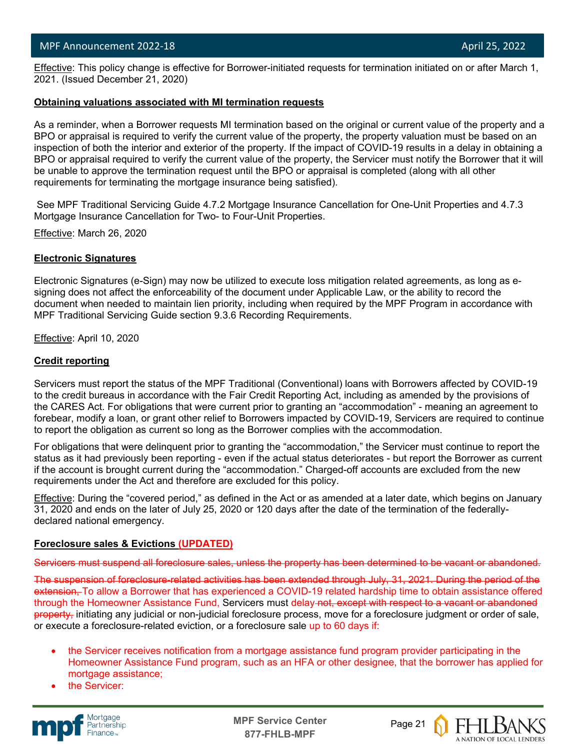Effective: This policy change is effective for Borrower-initiated requests for termination initiated on or after March 1, 2021. (Issued December 21, 2020)

**Obtaining valuations associated with MI termination requests**

As a reminder, when a Borrower requests MI termination based on the original or current value of the property and a BPO or appraisal is required to verify the current value of the property, the property valuation must be based on an inspection of both the interior and exterior of the property. If the impact of COVID-19 results in a delay in obtaining a BPO or appraisal required to verify the current value of the property, the Servicer must notify the Borrower that it will be unable to approve the termination request until the BPO or appraisal is completed (along with all other requirements for terminating the mortgage insurance being satisfied).

See MPF Traditional Servicing Guide 4.7.2 Mortgage Insurance Cancellation for One-Unit Properties and 4.7.3 Mortgage Insurance Cancellation for Two- to Four-Unit Properties.

Effective: March 26, 2020

**Electronic Signatures**

Electronic Signatures (e-Sign) may now be utilized to execute loss mitigation related agreements, as long as e-signing does not affect the enforceability of the document under Applicable Law, or the ability to record the document when needed to maintain lien priority, including when required by the MPF Program in accordance with MPF Traditional Servicing Guide section 9.3.6 Recording Requirements.

Effective: April 10, 2020

**Credit reporting**

Servicers must report the status of the MPF Traditional (Conventional) loans with Borrowers affected by COVID-19 to the credit bureaus in accordance with the Fair Credit Reporting Act, including as amended by the provisions of the CARES Act. For obligations that were current prior to granting an "accommodation" - meaning an agreement to forebear, modify a loan, or grant other relief to Borrowers impacted by COVID-19, Servicers are required to continue to report the obligation as current so long as the Borrower complies with the accommodation.

For obligations that were delinquent prior to granting the "accommodation," the Servicer must continue to report the status as it had previously been reporting - even if the actual status deteriorates - but report the Borrower as current if the account is brought current during the "accommodation." Charged-off accounts are excluded from the new requirements under the Act and therefore are excluded for this policy.

Effective: During the "covered period," as defined in the Act or as amended at a later date, which begins on January 31, 2020 and ends on the later of July 25, 2020 or 120 days after the date of the termination of the federally-declared national emergency.

**Foreclosure sales & Evictions (UPDATED)**

~~Servicers must suspend all foreclosure sales, unless the property has been determined to be vacant or abandoned.~~

~~The suspension of foreclosure-related activities has been extended through July, 31, 2021. During the period of the extension,~~ To allow a Borrower that has experienced a COVID-19 related hardship time to obtain assistance offered through the Homeowner Assistance Fund, Servicers must delay ~~not, except with respect to a vacant or abandoned property,~~ initiating any judicial or non-judicial foreclosure process, move for a foreclosure judgment or order of sale, or execute a foreclosure-related eviction, or a foreclosure sale up to 60 days if:

- the Servicer receives notification from a mortgage assistance fund program provider participating in the Homeowner Assistance Fund program, such as an HFA or other designee, that the borrower has applied for mortgage assistance;
- the Servicer: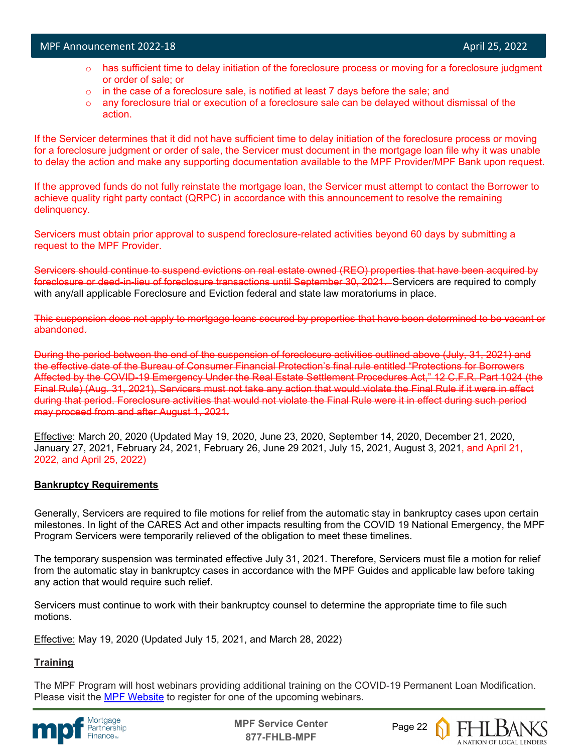- has sufficient time to delay initiation of the foreclosure process or moving for a foreclosure judgment or order of sale; or
- in the case of a foreclosure sale, is notified at least 7 days before the sale; and
- any foreclosure trial or execution of a foreclosure sale can be delayed without dismissal of the action.

If the Servicer determines that it did not have sufficient time to delay initiation of the foreclosure process or moving for a foreclosure judgment or order of sale, the Servicer must document in the mortgage loan file why it was unable to delay the action and make any supporting documentation available to the MPF Provider/MPF Bank upon request.

If the approved funds do not fully reinstate the mortgage loan, the Servicer must attempt to contact the Borrower to achieve quality right party contact (QRPC) in accordance with this announcement to resolve the remaining delinquency.

Servicers must obtain prior approval to suspend foreclosure-related activities beyond 60 days by submitting a request to the MPF Provider.

~~Servicers should continue to suspend evictions on real estate owned (REO) properties that have been acquired by foreclosure or deed-in-lieu of foreclosure transactions until September 30, 2021.~~ Servicers are required to comply with any/all applicable Foreclosure and Eviction federal and state law moratoriums in place.

~~This suspension does not apply to mortgage loans secured by properties that have been determined to be vacant or abandoned.~~

~~During the period between the end of the suspension of foreclosure activities outlined above (July, 31, 2021) and the effective date of the Bureau of Consumer Financial Protection's final rule entitled "Protections for Borrowers Affected by the COVID-19 Emergency Under the Real Estate Settlement Procedures Act," 12 C.F.R. Part 1024 (the Final Rule) (Aug. 31, 2021), Servicers must not take any action that would violate the Final Rule if it were in effect during that period. Foreclosure activities that would not violate the Final Rule were it in effect during such period may proceed from and after August 1, 2021.~~

Effective: March 20, 2020 (Updated May 19, 2020, June 23, 2020, September 14, 2020, December 21, 2020, January 27, 2021, February 24, 2021, February 26, June 29 2021, July 15, 2021, August 3, 2021, and April 21, 2022, and April 25, 2022)

**Bankruptcy Requirements**

Generally, Servicers are required to file motions for relief from the automatic stay in bankruptcy cases upon certain milestones. In light of the CARES Act and other impacts resulting from the COVID 19 National Emergency, the MPF Program Servicers were temporarily relieved of the obligation to meet these timelines.

The temporary suspension was terminated effective July 31, 2021. Therefore, Servicers must file a motion for relief from the automatic stay in bankruptcy cases in accordance with the MPF Guides and applicable law before taking any action that would require such relief.

Servicers must continue to work with their bankruptcy counsel to determine the appropriate time to file such motions.

Effective: May 19, 2020 (Updated July 15, 2021, and March 28, 2022)

**Training**

The MPF Program will host webinars providing additional training on the COVID-19 Permanent Loan Modification. Please visit the MPF Website to register for one of the upcoming webinars.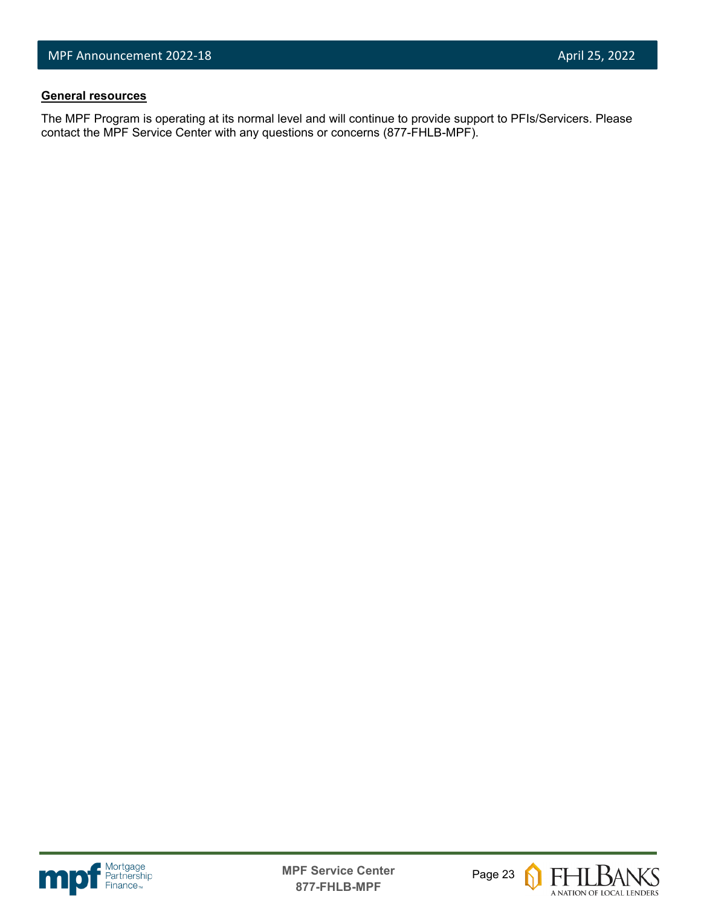**General resources**

The MPF Program is operating at its normal level and will continue to provide support to PFIs/Servicers. Please contact the MPF Service Center with any questions or concerns (877-FHLB-MPF).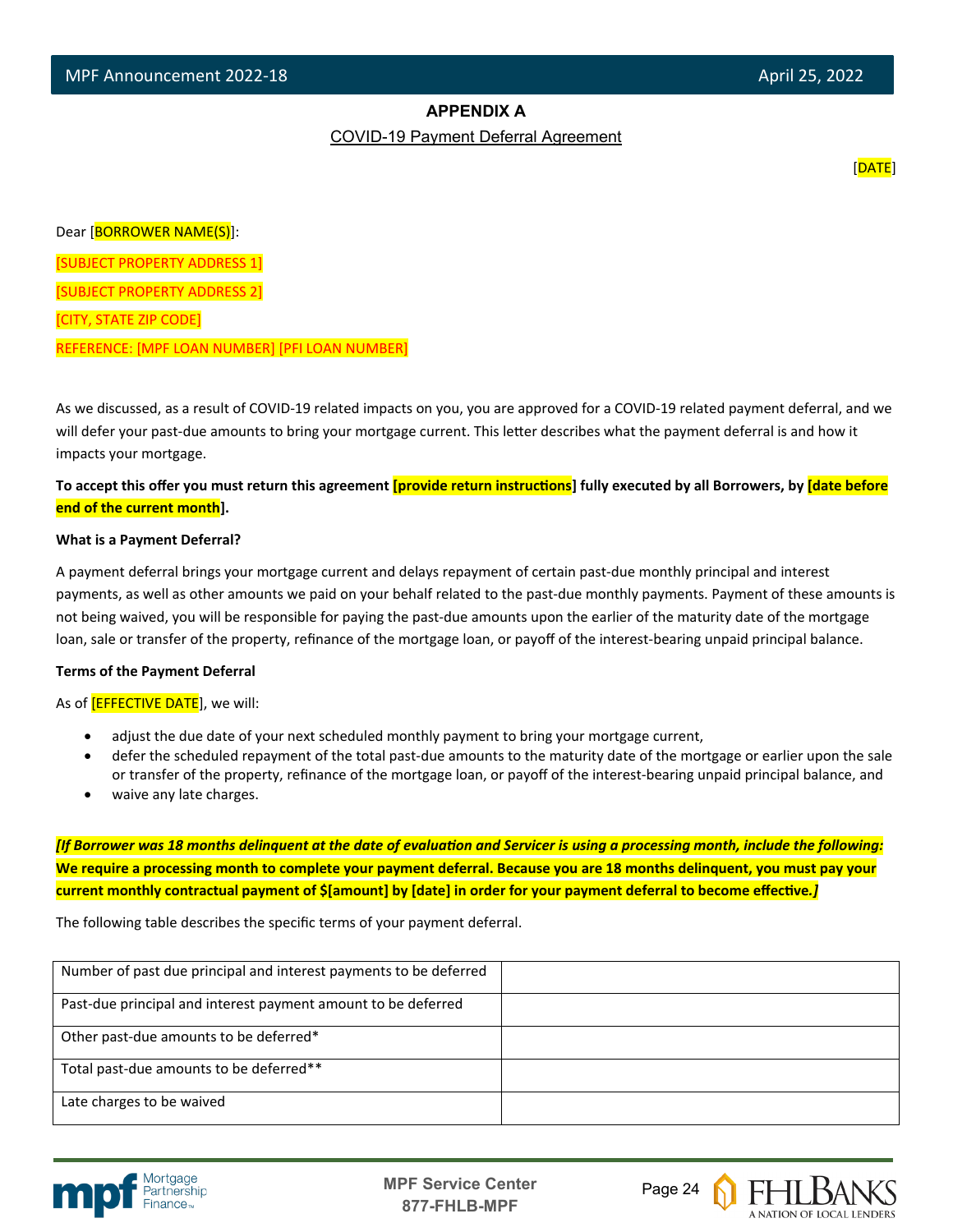## APPENDIX A

COVID-19 Payment Deferral Agreement

[DATE]

Dear [BORROWER NAME(S)]:

[SUBJECT PROPERTY ADDRESS 1]

[SUBJECT PROPERTY ADDRESS 2]

[CITY, STATE ZIP CODE]

REFERENCE: [MPF LOAN NUMBER] [PFI LOAN NUMBER]

As we discussed, as a result of COVID-19 related impacts on you, you are approved for a COVID-19 related payment deferral, and we will defer your past-due amounts to bring your mortgage current. This letter describes what the payment deferral is and how it impacts your mortgage.

**To accept this offer you must return this agreement [provide return instructions] fully executed by all Borrowers, by [date before end of the current month].**

**What is a Payment Deferral?**

A payment deferral brings your mortgage current and delays repayment of certain past-due monthly principal and interest payments, as well as other amounts we paid on your behalf related to the past-due monthly payments. Payment of these amounts is not being waived, you will be responsible for paying the past-due amounts upon the earlier of the maturity date of the mortgage loan, sale or transfer of the property, refinance of the mortgage loan, or payoff of the interest-bearing unpaid principal balance.

**Terms of the Payment Deferral**

As of [EFFECTIVE DATE], we will:

- adjust the due date of your next scheduled monthly payment to bring your mortgage current,
- defer the scheduled repayment of the total past-due amounts to the maturity date of the mortgage or earlier upon the sale or transfer of the property, refinance of the mortgage loan, or payoff of the interest-bearing unpaid principal balance, and
- waive any late charges.

***[If Borrower was 18 months delinquent at the date of evaluation and Servicer is using a processing month, include the following:* We require a processing month to complete your payment deferral. Because you are 18 months delinquent, you must pay your current monthly contractual payment of $[amount] by [date] in order for your payment deferral to become effective.*]***

The following table describes the specific terms of your payment deferral.

| | |
|---|---|
| Number of past due principal and interest payments to be deferred | |
| Past-due principal and interest payment amount to be deferred | |
| Other past-due amounts to be deferred* | |
| Total past-due amounts to be deferred** | |
| Late charges to be waived | |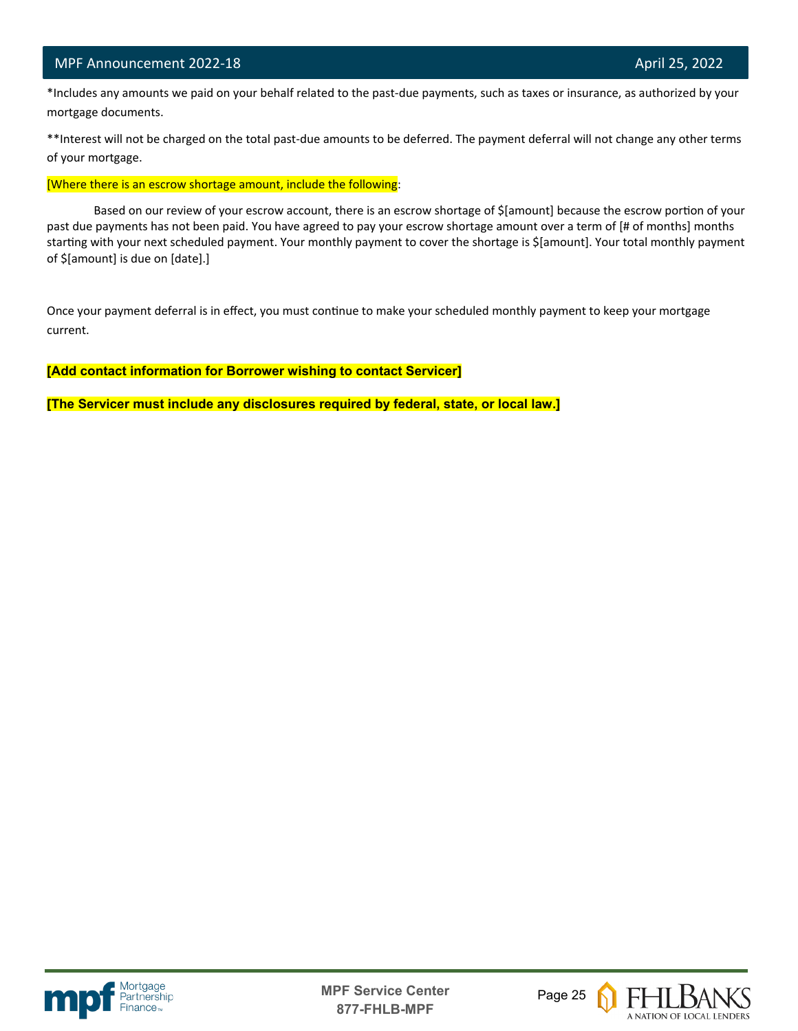*Includes any amounts we paid on your behalf related to the past-due payments, such as taxes or insurance, as authorized by your mortgage documents.

**Interest will not be charged on the total past-due amounts to be deferred. The payment deferral will not change any other terms of your mortgage.

[Where there is an escrow shortage amount, include the following:

Based on our review of your escrow account, there is an escrow shortage of $[amount] because the escrow portion of your past due payments has not been paid. You have agreed to pay your escrow shortage amount over a term of [# of months] months starting with your next scheduled payment. Your monthly payment to cover the shortage is $[amount]. Your total monthly payment of $[amount] is due on [date].]

Once your payment deferral is in effect, you must continue to make your scheduled monthly payment to keep your mortgage current.

**[Add contact information for Borrower wishing to contact Servicer]**

**[The Servicer must include any disclosures required by federal, state, or local law.]**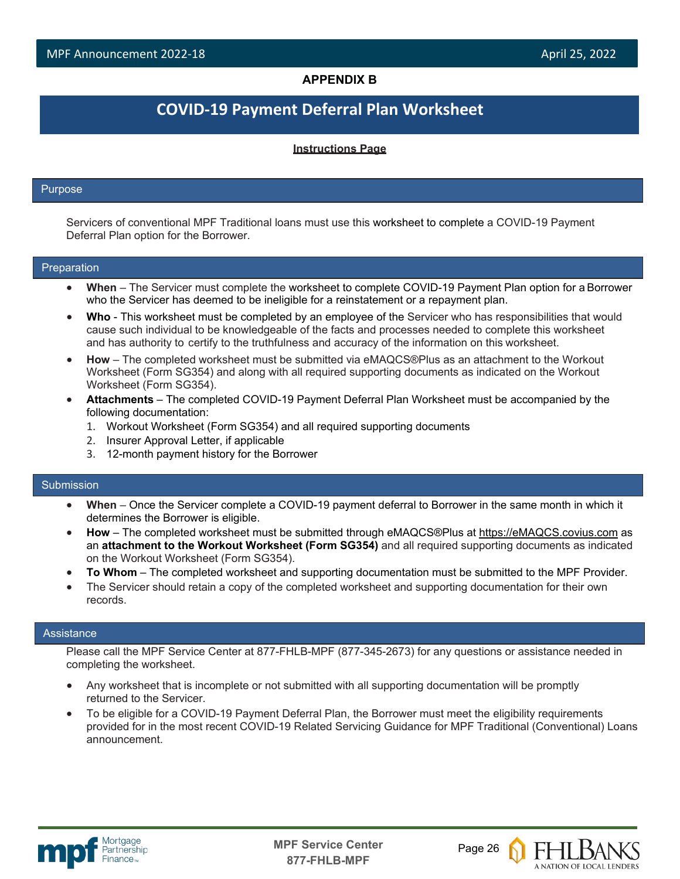**APPENDIX B**

# COVID-19 Payment Deferral Plan Worksheet

**Instructions Page**

## Purpose

Servicers of conventional MPF Traditional loans must use this worksheet to complete a COVID-19 Payment Deferral Plan option for the Borrower.

## Preparation

- **When** – The Servicer must complete the worksheet to complete COVID-19 Payment Plan option for a Borrower who the Servicer has deemed to be ineligible for a reinstatement or a repayment plan.
- **Who** - This worksheet must be completed by an employee of the Servicer who has responsibilities that would cause such individual to be knowledgeable of the facts and processes needed to complete this worksheet and has authority to certify to the truthfulness and accuracy of the information on this worksheet.
- **How** – The completed worksheet must be submitted via eMAQCS®Plus as an attachment to the Workout Worksheet (Form SG354) and along with all required supporting documents as indicated on the Workout Worksheet (Form SG354).
- **Attachments** – The completed COVID-19 Payment Deferral Plan Worksheet must be accompanied by the following documentation:
  1. Workout Worksheet (Form SG354) and all required supporting documents
  2. Insurer Approval Letter, if applicable
  3. 12-month payment history for the Borrower

## Submission

- **When** – Once the Servicer complete a COVID-19 payment deferral to Borrower in the same month in which it determines the Borrower is eligible.
- **How** – The completed worksheet must be submitted through eMAQCS®Plus at https://eMAQCS.covius.com as an **attachment to the Workout Worksheet (Form SG354)** and all required supporting documents as indicated on the Workout Worksheet (Form SG354).
- **To Whom** – The completed worksheet and supporting documentation must be submitted to the MPF Provider.
- The Servicer should retain a copy of the completed worksheet and supporting documentation for their own records.

## Assistance

Please call the MPF Service Center at 877-FHLB-MPF (877-345-2673) for any questions or assistance needed in completing the worksheet.

- Any worksheet that is incomplete or not submitted with all supporting documentation will be promptly returned to the Servicer.
- To be eligible for a COVID-19 Payment Deferral Plan, the Borrower must meet the eligibility requirements provided for in the most recent COVID-19 Related Servicing Guidance for MPF Traditional (Conventional) Loans announcement.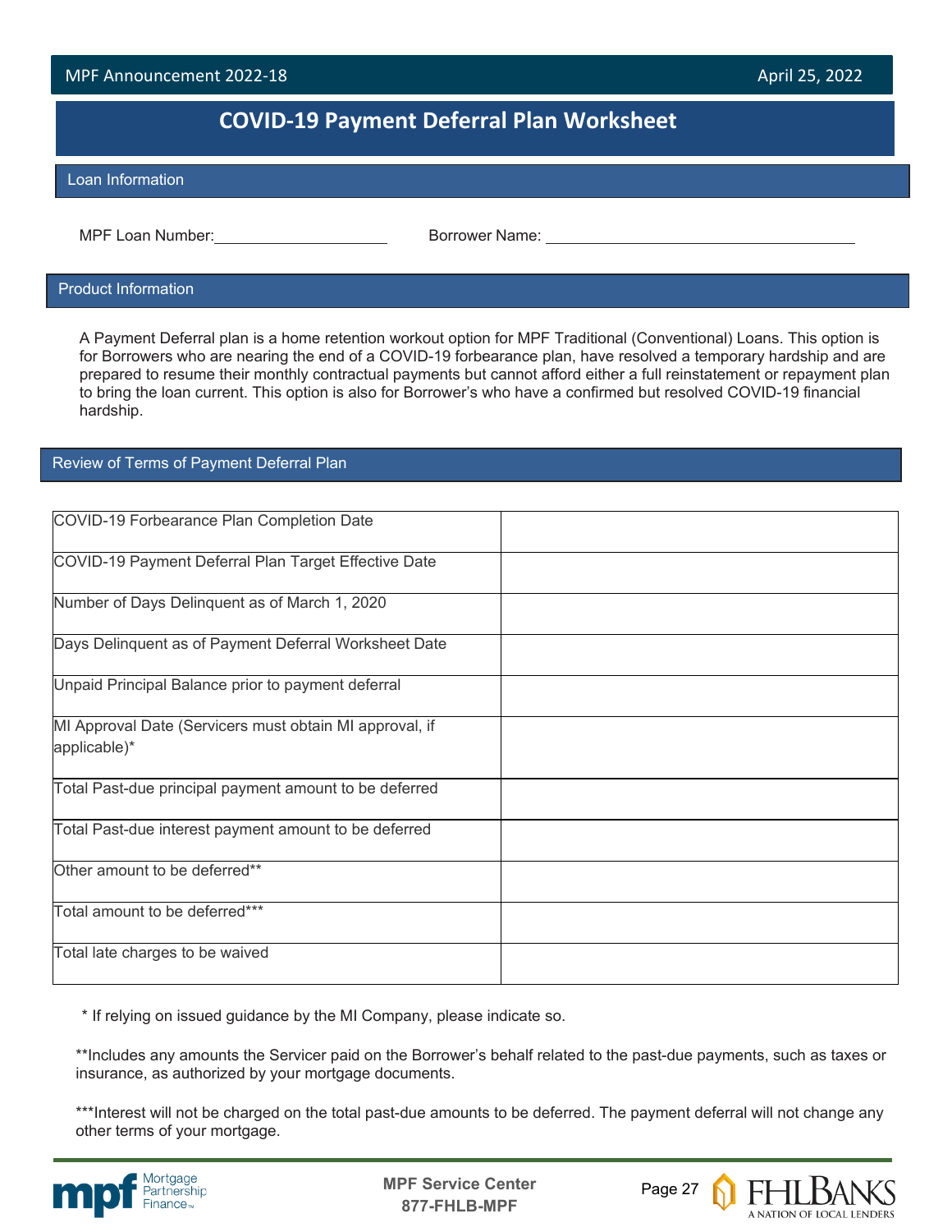# COVID-19 Payment Deferral Plan Worksheet

## Loan Information

MPF Loan Number:____________________ Borrower Name: ____________________________________

## Product Information

A Payment Deferral plan is a home retention workout option for MPF Traditional (Conventional) Loans. This option is for Borrowers who are nearing the end of a COVID-19 forbearance plan, have resolved a temporary hardship and are prepared to resume their monthly contractual payments but cannot afford either a full reinstatement or repayment plan to bring the loan current. This option is also for Borrower's who have a confirmed but resolved COVID-19 financial hardship.

## Review of Terms of Payment Deferral Plan

| | |
|---|---|
| COVID-19 Forbearance Plan Completion Date | |
| COVID-19 Payment Deferral Plan Target Effective Date | |
| Number of Days Delinquent as of March 1, 2020 | |
| Days Delinquent as of Payment Deferral Worksheet Date | |
| Unpaid Principal Balance prior to payment deferral | |
| MI Approval Date (Servicers must obtain MI approval, if applicable)* | |
| Total Past-due principal payment amount to be deferred | |
| Total Past-due interest payment amount to be deferred | |
| Other amount to be deferred** | |
| Total amount to be deferred*** | |
| Total late charges to be waived | |

\* If relying on issued guidance by the MI Company, please indicate so.

**Includes any amounts the Servicer paid on the Borrower's behalf related to the past-due payments, such as taxes or insurance, as authorized by your mortgage documents.

***Interest will not be charged on the total past-due amounts to be deferred. The payment deferral will not change any other terms of your mortgage.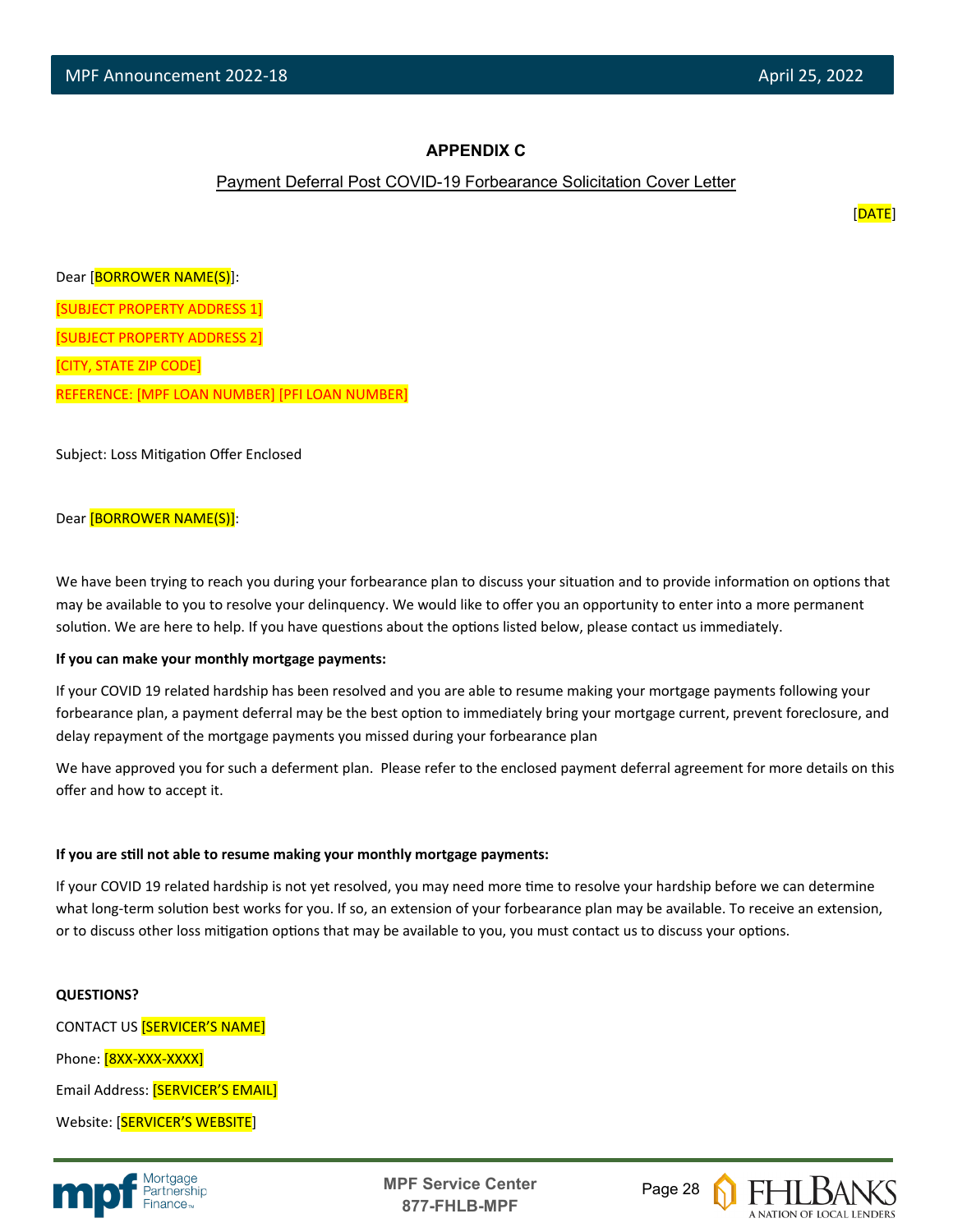## APPENDIX C

Payment Deferral Post COVID-19 Forbearance Solicitation Cover Letter

[DATE]

Dear [BORROWER NAME(S)]:

[SUBJECT PROPERTY ADDRESS 1]

[SUBJECT PROPERTY ADDRESS 2]

[CITY, STATE ZIP CODE]

REFERENCE: [MPF LOAN NUMBER] [PFI LOAN NUMBER]

Subject: Loss Mitigation Offer Enclosed

Dear [BORROWER NAME(S)]:

We have been trying to reach you during your forbearance plan to discuss your situation and to provide information on options that may be available to you to resolve your delinquency. We would like to offer you an opportunity to enter into a more permanent solution. We are here to help. If you have questions about the options listed below, please contact us immediately.

**If you can make your monthly mortgage payments:**

If your COVID 19 related hardship has been resolved and you are able to resume making your mortgage payments following your forbearance plan, a payment deferral may be the best option to immediately bring your mortgage current, prevent foreclosure, and delay repayment of the mortgage payments you missed during your forbearance plan

We have approved you for such a deferment plan. Please refer to the enclosed payment deferral agreement for more details on this offer and how to accept it.

**If you are still not able to resume making your monthly mortgage payments:**

If your COVID 19 related hardship is not yet resolved, you may need more time to resolve your hardship before we can determine what long-term solution best works for you. If so, an extension of your forbearance plan may be available. To receive an extension, or to discuss other loss mitigation options that may be available to you, you must contact us to discuss your options.

**QUESTIONS?**

CONTACT US [SERVICER'S NAME]

Phone: [8XX-XXX-XXXX]

Email Address: [SERVICER'S EMAIL]

Website: [SERVICER'S WEBSITE]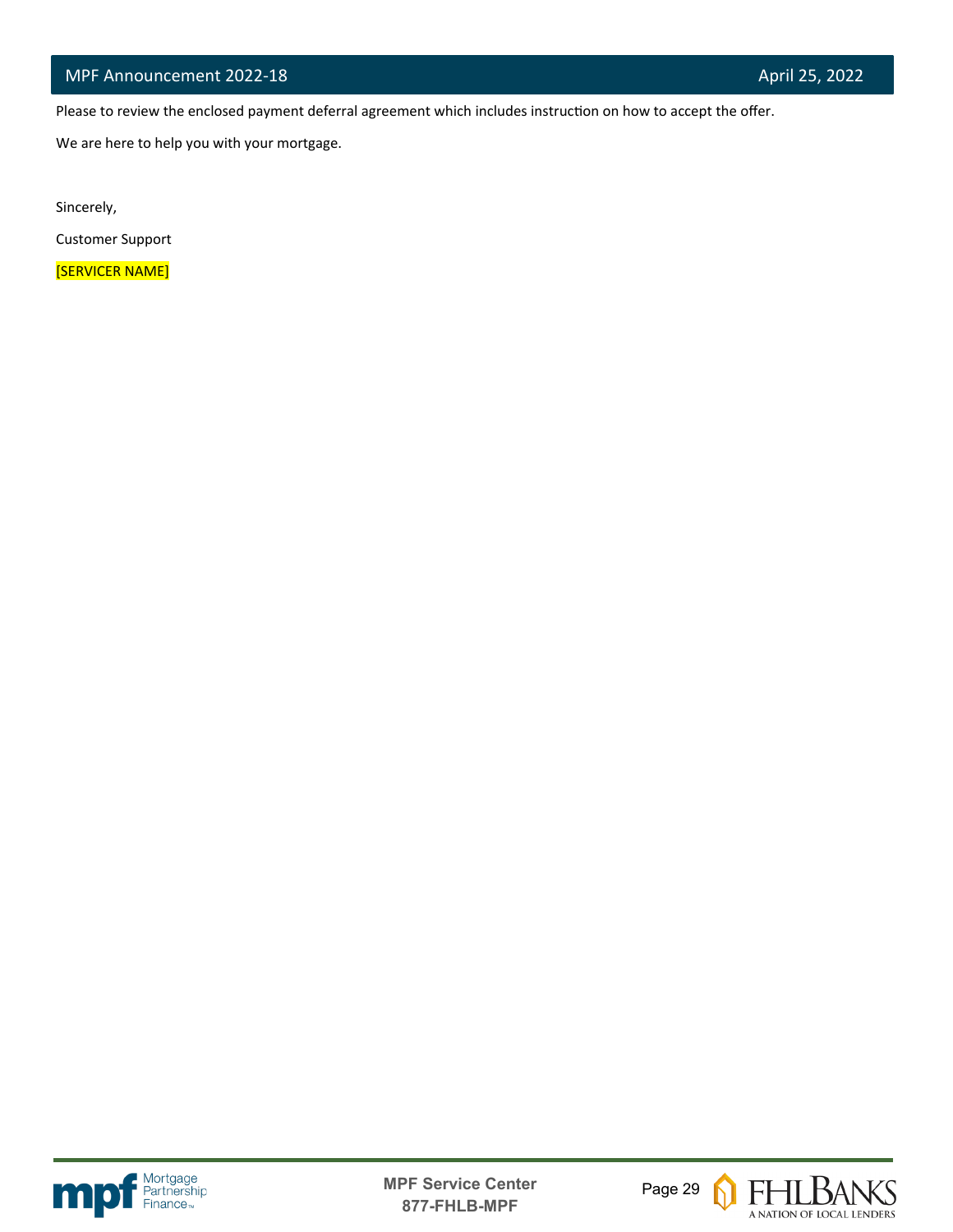Please to review the enclosed payment deferral agreement which includes instruction on how to accept the offer.

We are here to help you with your mortgage.

Sincerely,

Customer Support

[SERVICER NAME]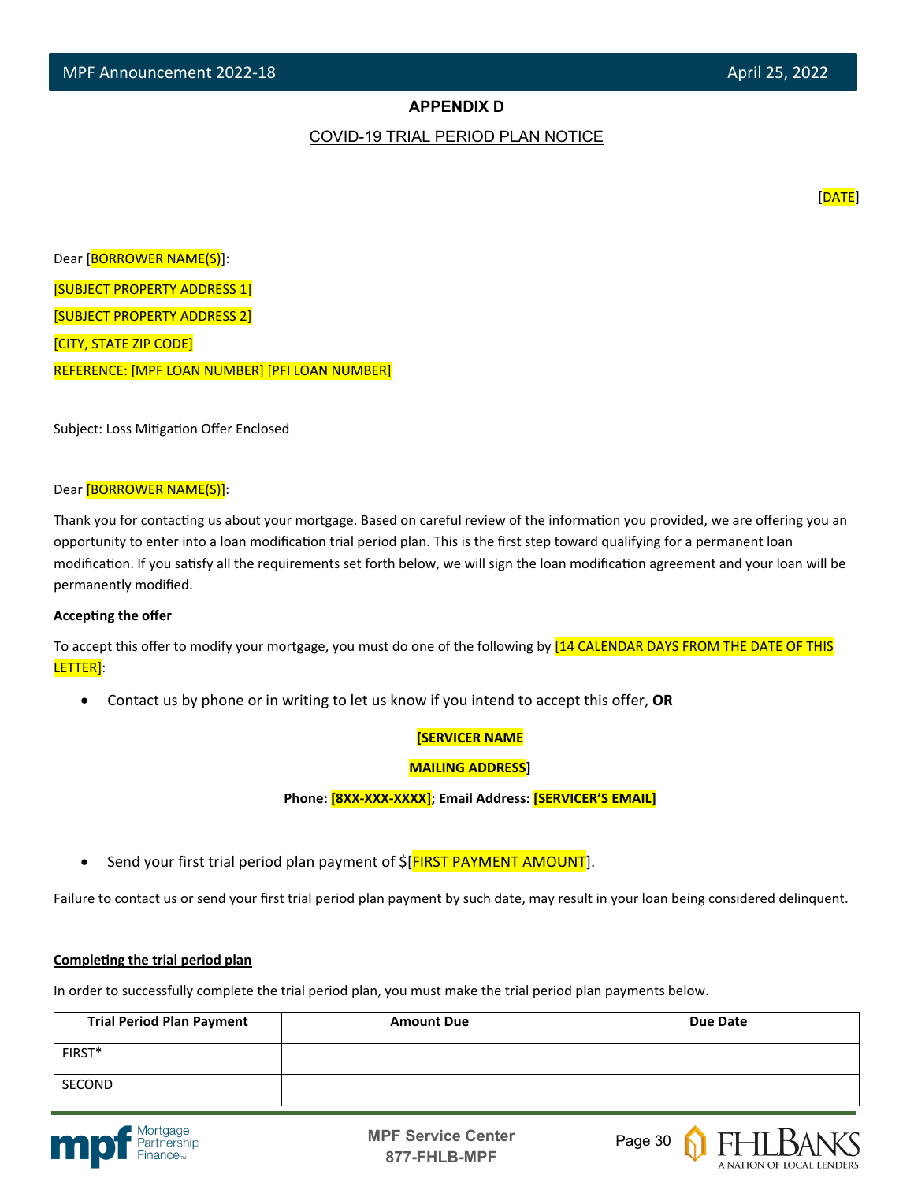## APPENDIX D

COVID-19 TRIAL PERIOD PLAN NOTICE

[DATE]

Dear [BORROWER NAME(S)]:

[SUBJECT PROPERTY ADDRESS 1]

[SUBJECT PROPERTY ADDRESS 2]

[CITY, STATE ZIP CODE]

REFERENCE: [MPF LOAN NUMBER] [PFI LOAN NUMBER]

Subject: Loss Mitigation Offer Enclosed

Dear [BORROWER NAME(S)]:

Thank you for contacting us about your mortgage. Based on careful review of the information you provided, we are offering you an opportunity to enter into a loan modification trial period plan. This is the first step toward qualifying for a permanent loan modification. If you satisfy all the requirements set forth below, we will sign the loan modification agreement and your loan will be permanently modified.

**Accepting the offer**

To accept this offer to modify your mortgage, you must do one of the following by [14 CALENDAR DAYS FROM THE DATE OF THIS LETTER]:

- Contact us by phone or in writing to let us know if you intend to accept this offer, **OR**

**[SERVICER NAME**

**MAILING ADDRESS]**

**Phone: [8XX-XXX-XXXX]; Email Address: [SERVICER'S EMAIL]**

- Send your first trial period plan payment of $[FIRST PAYMENT AMOUNT].

Failure to contact us or send your first trial period plan payment by such date, may result in your loan being considered delinquent.

**Completing the trial period plan**

In order to successfully complete the trial period plan, you must make the trial period plan payments below.

| Trial Period Plan Payment | Amount Due | Due Date |
|---|---|---|
| FIRST* | | |
| SECOND | | |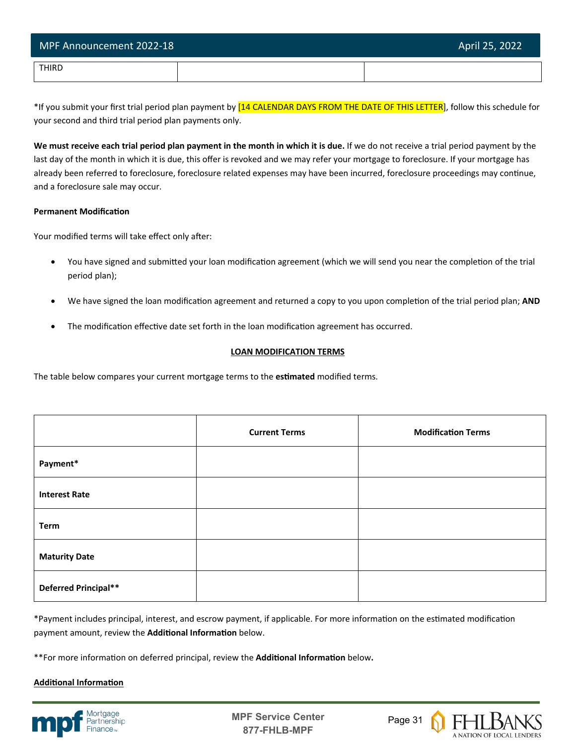| THIRD | | |
|---|---|---|

*If you submit your first trial period plan payment by [14 CALENDAR DAYS FROM THE DATE OF THIS LETTER], follow this schedule for your second and third trial period plan payments only.

**We must receive each trial period plan payment in the month in which it is due.** If we do not receive a trial period payment by the last day of the month in which it is due, this offer is revoked and we may refer your mortgage to foreclosure. If your mortgage has already been referred to foreclosure, foreclosure related expenses may have been incurred, foreclosure proceedings may continue, and a foreclosure sale may occur.

**Permanent Modification**

Your modified terms will take effect only after:

- You have signed and submitted your loan modification agreement (which we will send you near the completion of the trial period plan);
- We have signed the loan modification agreement and returned a copy to you upon completion of the trial period plan; **AND**
- The modification effective date set forth in the loan modification agreement has occurred.

**LOAN MODIFICATION TERMS**

The table below compares your current mortgage terms to the **estimated** modified terms.

| | **Current Terms** | **Modification Terms** |
|---|---|---|
| **Payment*** | | |
| **Interest Rate** | | |
| **Term** | | |
| **Maturity Date** | | |
| **Deferred Principal**** | | |

*Payment includes principal, interest, and escrow payment, if applicable. For more information on the estimated modification payment amount, review the **Additional Information** below.

**For more information on deferred principal, review the **Additional Information** below.

**Additional Information**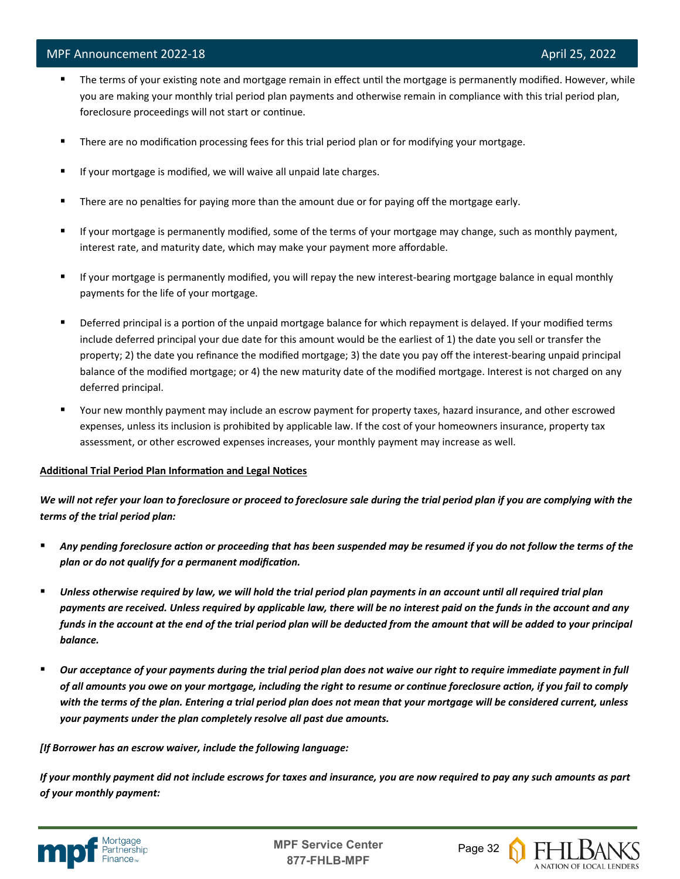- The terms of your existing note and mortgage remain in effect until the mortgage is permanently modified. However, while you are making your monthly trial period plan payments and otherwise remain in compliance with this trial period plan, foreclosure proceedings will not start or continue.
- There are no modification processing fees for this trial period plan or for modifying your mortgage.
- If your mortgage is modified, we will waive all unpaid late charges.
- There are no penalties for paying more than the amount due or for paying off the mortgage early.
- If your mortgage is permanently modified, some of the terms of your mortgage may change, such as monthly payment, interest rate, and maturity date, which may make your payment more affordable.
- If your mortgage is permanently modified, you will repay the new interest-bearing mortgage balance in equal monthly payments for the life of your mortgage.
- Deferred principal is a portion of the unpaid mortgage balance for which repayment is delayed. If your modified terms include deferred principal your due date for this amount would be the earliest of 1) the date you sell or transfer the property; 2) the date you refinance the modified mortgage; 3) the date you pay off the interest-bearing unpaid principal balance of the modified mortgage; or 4) the new maturity date of the modified mortgage. Interest is not charged on any deferred principal.
- Your new monthly payment may include an escrow payment for property taxes, hazard insurance, and other escrowed expenses, unless its inclusion is prohibited by applicable law. If the cost of your homeowners insurance, property tax assessment, or other escrowed expenses increases, your monthly payment may increase as well.

**<u>Additional Trial Period Plan Information and Legal Notices</u>**

***We will not refer your loan to foreclosure or proceed to foreclosure sale during the trial period plan if you are complying with the terms of the trial period plan:***

- ***Any pending foreclosure action or proceeding that has been suspended may be resumed if you do not follow the terms of the plan or do not qualify for a permanent modification.***
- ***Unless otherwise required by law, we will hold the trial period plan payments in an account until all required trial plan payments are received. Unless required by applicable law, there will be no interest paid on the funds in the account and any funds in the account at the end of the trial period plan will be deducted from the amount that will be added to your principal balance.***
- ***Our acceptance of your payments during the trial period plan does not waive our right to require immediate payment in full of all amounts you owe on your mortgage, including the right to resume or continue foreclosure action, if you fail to comply with the terms of the plan. Entering a trial period plan does not mean that your mortgage will be considered current, unless your payments under the plan completely resolve all past due amounts.***

***[If Borrower has an escrow waiver, include the following language:***

***If your monthly payment did not include escrows for taxes and insurance, you are now required to pay any such amounts as part of your monthly payment:***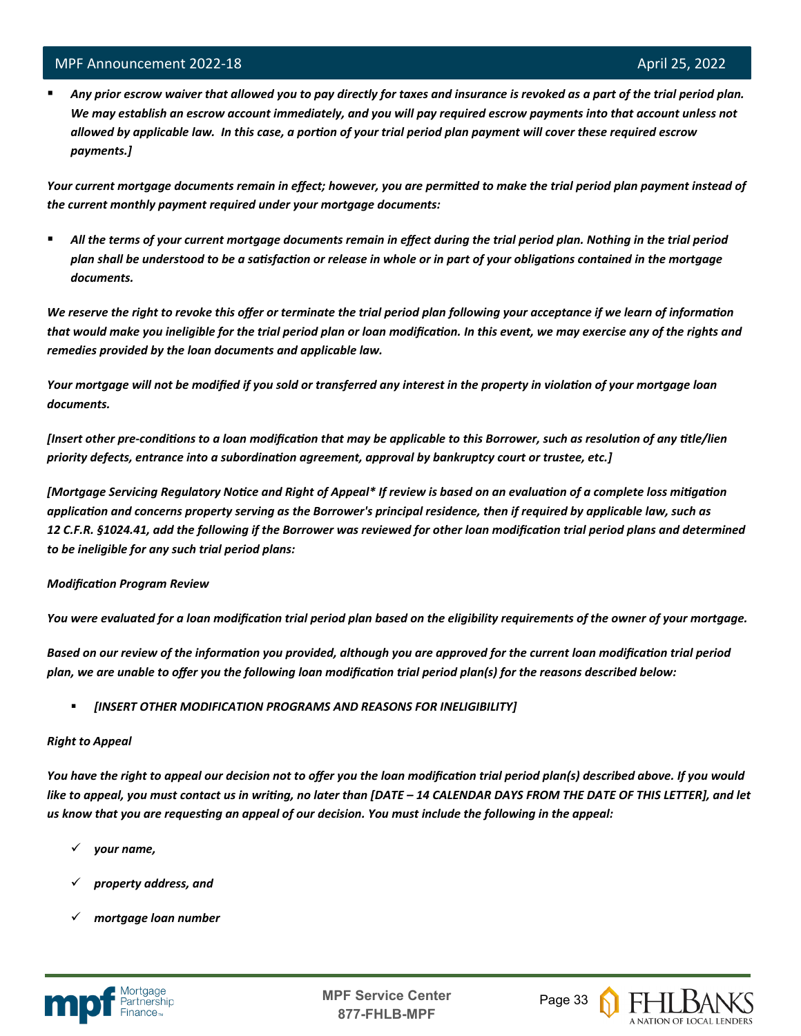- *Any prior escrow waiver that allowed you to pay directly for taxes and insurance is revoked as a part of the trial period plan. We may establish an escrow account immediately, and you will pay required escrow payments into that account unless not allowed by applicable law. In this case, a portion of your trial period plan payment will cover these required escrow payments.]*

*Your current mortgage documents remain in effect; however, you are permitted to make the trial period plan payment instead of the current monthly payment required under your mortgage documents:*

- *All the terms of your current mortgage documents remain in effect during the trial period plan. Nothing in the trial period plan shall be understood to be a satisfaction or release in whole or in part of your obligations contained in the mortgage documents.*

*We reserve the right to revoke this offer or terminate the trial period plan following your acceptance if we learn of information that would make you ineligible for the trial period plan or loan modification. In this event, we may exercise any of the rights and remedies provided by the loan documents and applicable law.*

*Your mortgage will not be modified if you sold or transferred any interest in the property in violation of your mortgage loan documents.*

*[Insert other pre-conditions to a loan modification that may be applicable to this Borrower, such as resolution of any title/lien priority defects, entrance into a subordination agreement, approval by bankruptcy court or trustee, etc.]*

*[Mortgage Servicing Regulatory Notice and Right of Appeal\* If review is based on an evaluation of a complete loss mitigation application and concerns property serving as the Borrower's principal residence, then if required by applicable law, such as 12 C.F.R. §1024.41, add the following if the Borrower was reviewed for other loan modification trial period plans and determined to be ineligible for any such trial period plans:*

*Modification Program Review*

*You were evaluated for a loan modification trial period plan based on the eligibility requirements of the owner of your mortgage.*

*Based on our review of the information you provided, although you are approved for the current loan modification trial period plan, we are unable to offer you the following loan modification trial period plan(s) for the reasons described below:*

- *[INSERT OTHER MODIFICATION PROGRAMS AND REASONS FOR INELIGIBILITY]*

*Right to Appeal*

*You have the right to appeal our decision not to offer you the loan modification trial period plan(s) described above. If you would like to appeal, you must contact us in writing, no later than [DATE – 14 CALENDAR DAYS FROM THE DATE OF THIS LETTER], and let us know that you are requesting an appeal of our decision. You must include the following in the appeal:*

- ✓ *your name,*
- ✓ *property address, and*
- ✓ *mortgage loan number*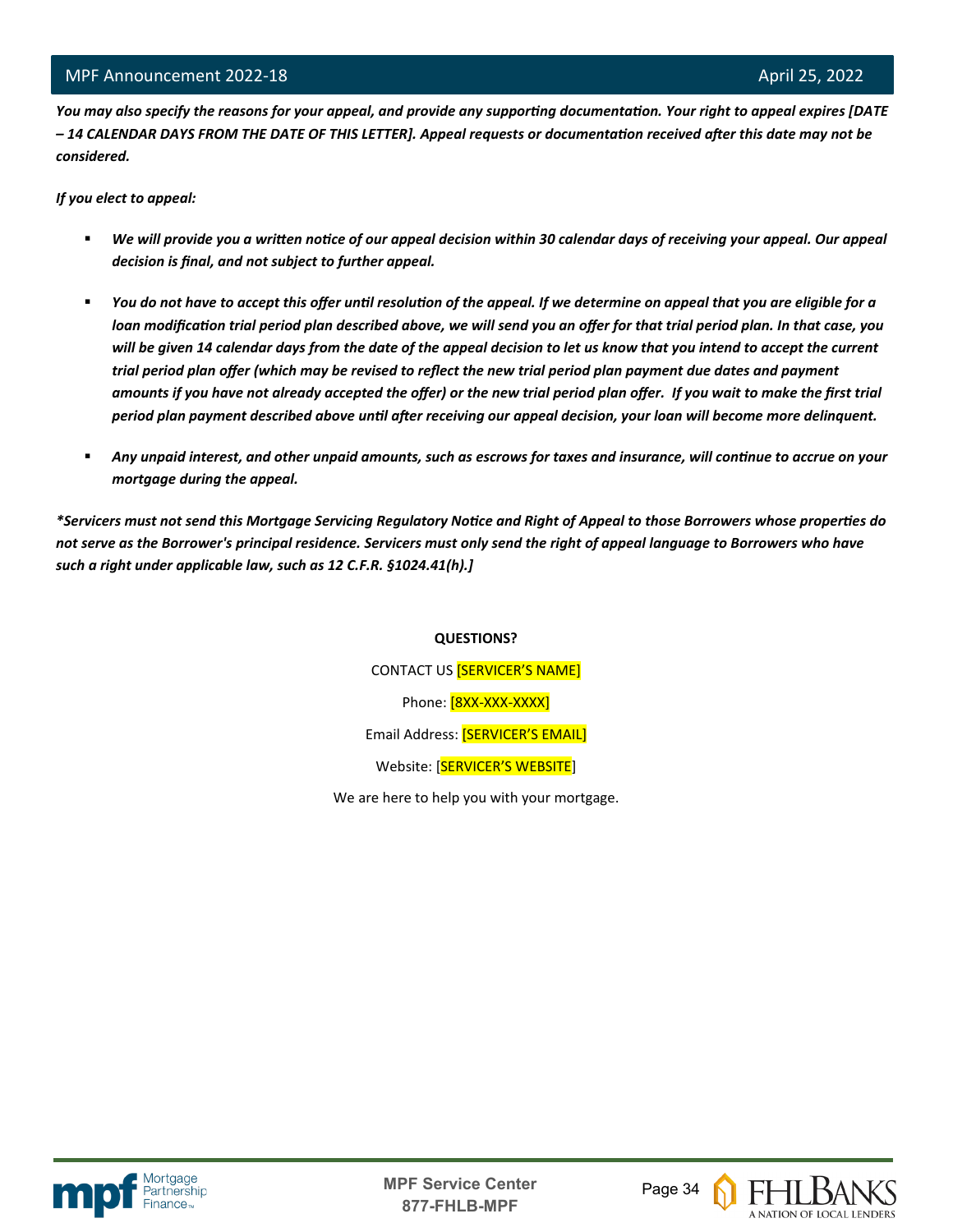***You may also specify the reasons for your appeal, and provide any supporting documentation. Your right to appeal expires [DATE – 14 CALENDAR DAYS FROM THE DATE OF THIS LETTER]. Appeal requests or documentation received after this date may not be considered.***

***If you elect to appeal:***

- ***We will provide you a written notice of our appeal decision within 30 calendar days of receiving your appeal. Our appeal decision is final, and not subject to further appeal.***
- ***You do not have to accept this offer until resolution of the appeal. If we determine on appeal that you are eligible for a loan modification trial period plan described above, we will send you an offer for that trial period plan. In that case, you will be given 14 calendar days from the date of the appeal decision to let us know that you intend to accept the current trial period plan offer (which may be revised to reflect the new trial period plan payment due dates and payment amounts if you have not already accepted the offer) or the new trial period plan offer. If you wait to make the first trial period plan payment described above until after receiving our appeal decision, your loan will become more delinquent.***
- ***Any unpaid interest, and other unpaid amounts, such as escrows for taxes and insurance, will continue to accrue on your mortgage during the appeal.***

***\*Servicers must not send this Mortgage Servicing Regulatory Notice and Right of Appeal to those Borrowers whose properties do not serve as the Borrower's principal residence. Servicers must only send the right of appeal language to Borrowers who have such a right under applicable law, such as 12 C.F.R. §1024.41(h).]***

**QUESTIONS?**

CONTACT US [SERVICER'S NAME]

Phone: [8XX-XXX-XXXX]

Email Address: [SERVICER'S EMAIL]

Website: [SERVICER'S WEBSITE]

We are here to help you with your mortgage.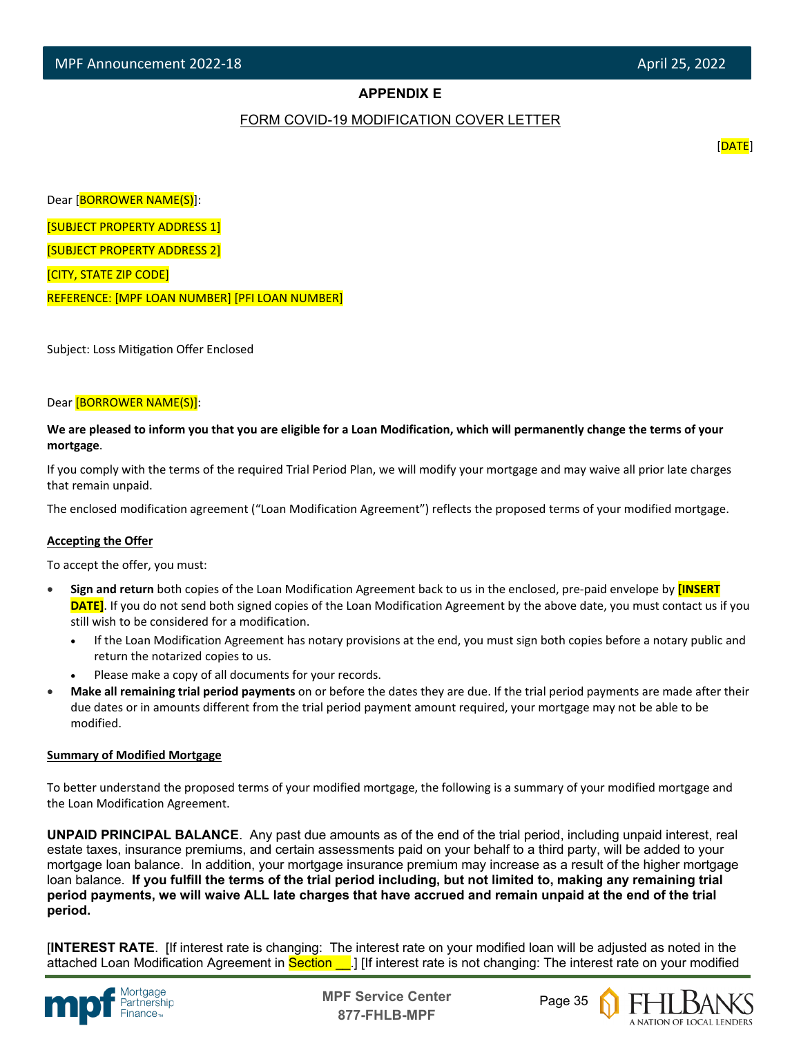**APPENDIX E**

FORM COVID-19 MODIFICATION COVER LETTER

[DATE]

Dear [BORROWER NAME(S)]:

[SUBJECT PROPERTY ADDRESS 1]

[SUBJECT PROPERTY ADDRESS 2]

[CITY, STATE ZIP CODE]

REFERENCE: [MPF LOAN NUMBER] [PFI LOAN NUMBER]

Subject: Loss Mitigation Offer Enclosed

Dear [BORROWER NAME(S)]:

**We are pleased to inform you that you are eligible for a Loan Modification, which will permanently change the terms of your mortgage**.

If you comply with the terms of the required Trial Period Plan, we will modify your mortgage and may waive all prior late charges that remain unpaid.

The enclosed modification agreement ("Loan Modification Agreement") reflects the proposed terms of your modified mortgage.

**Accepting the Offer**

To accept the offer, you must:

- **Sign and return** both copies of the Loan Modification Agreement back to us in the enclosed, pre-paid envelope by **[INSERT DATE]**. If you do not send both signed copies of the Loan Modification Agreement by the above date, you must contact us if you still wish to be considered for a modification.
  - If the Loan Modification Agreement has notary provisions at the end, you must sign both copies before a notary public and return the notarized copies to us.
  - Please make a copy of all documents for your records.
- **Make all remaining trial period payments** on or before the dates they are due. If the trial period payments are made after their due dates or in amounts different from the trial period payment amount required, your mortgage may not be able to be modified.

**Summary of Modified Mortgage**

To better understand the proposed terms of your modified mortgage, the following is a summary of your modified mortgage and the Loan Modification Agreement.

**UNPAID PRINCIPAL BALANCE**. Any past due amounts as of the end of the trial period, including unpaid interest, real estate taxes, insurance premiums, and certain assessments paid on your behalf to a third party, will be added to your mortgage loan balance. In addition, your mortgage insurance premium may increase as a result of the higher mortgage loan balance. **If you fulfill the terms of the trial period including, but not limited to, making any remaining trial period payments, we will waive ALL late charges that have accrued and remain unpaid at the end of the trial period.**

[**INTEREST RATE**. [If interest rate is changing: The interest rate on your modified loan will be adjusted as noted in the attached Loan Modification Agreement in Section __.] [If interest rate is not changing: The interest rate on your modified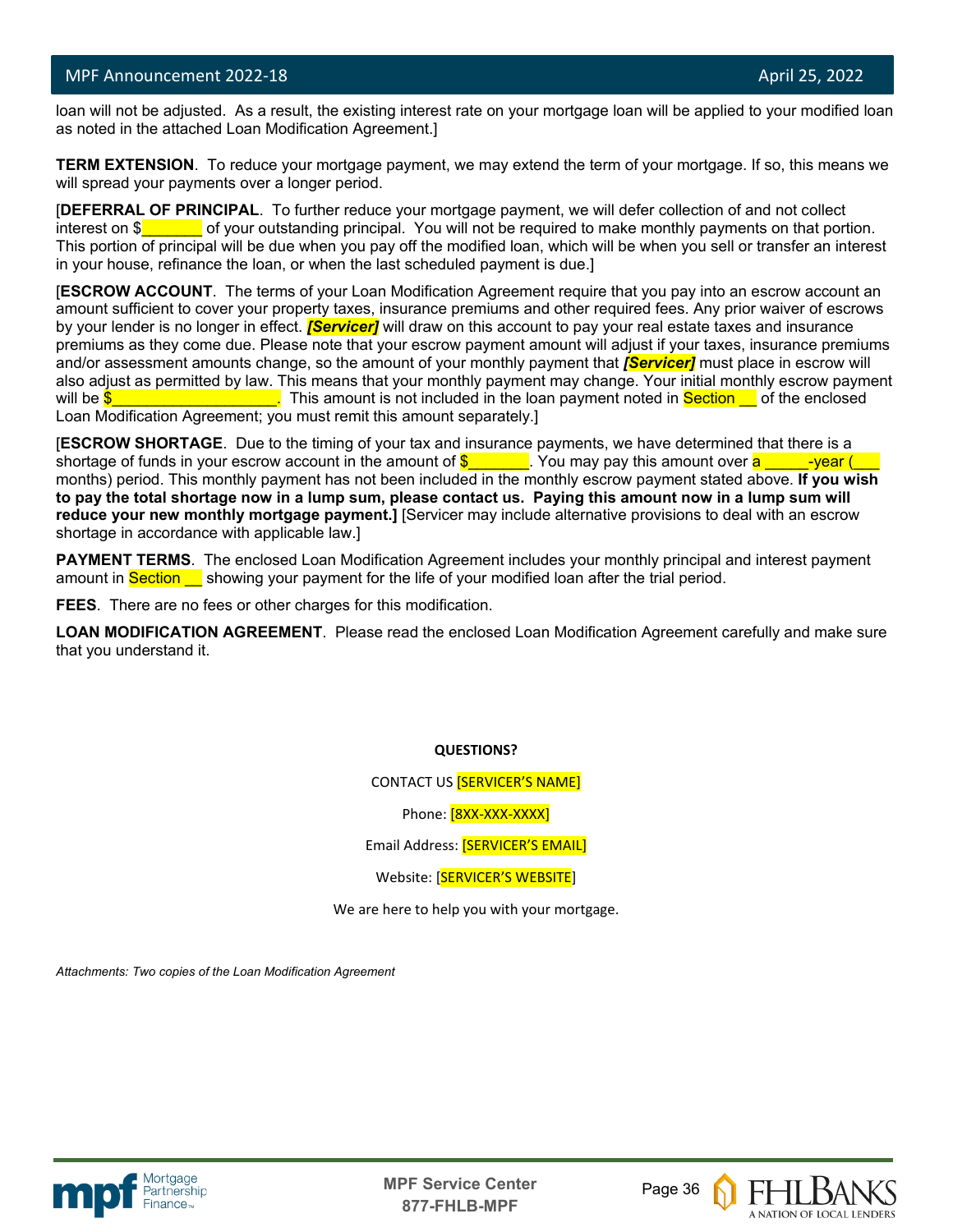loan will not be adjusted. As a result, the existing interest rate on your mortgage loan will be applied to your modified loan as noted in the attached Loan Modification Agreement.]

**TERM EXTENSION**. To reduce your mortgage payment, we may extend the term of your mortgage. If so, this means we will spread your payments over a longer period.

[**DEFERRAL OF PRINCIPAL**. To further reduce your mortgage payment, we will defer collection of and not collect interest on $_______ of your outstanding principal. You will not be required to make monthly payments on that portion. This portion of principal will be due when you pay off the modified loan, which will be when you sell or transfer an interest in your house, refinance the loan, or when the last scheduled payment is due.]

[**ESCROW ACCOUNT**. The terms of your Loan Modification Agreement require that you pay into an escrow account an amount sufficient to cover your property taxes, insurance premiums and other required fees. Any prior waiver of escrows by your lender is no longer in effect. ***[Servicer]*** will draw on this account to pay your real estate taxes and insurance premiums as they come due. Please note that your escrow payment amount will adjust if your taxes, insurance premiums and/or assessment amounts change, so the amount of your monthly payment that ***[Servicer]*** must place in escrow will also adjust as permitted by law. This means that your monthly payment may change. Your initial monthly escrow payment will be $___________________. This amount is not included in the loan payment noted in Section __ of the enclosed Loan Modification Agreement; you must remit this amount separately.]

[**ESCROW SHORTAGE**. Due to the timing of your tax and insurance payments, we have determined that there is a shortage of funds in your escrow account in the amount of $_______. You may pay this amount over a _____-year (___ months) period. This monthly payment has not been included in the monthly escrow payment stated above. **If you wish to pay the total shortage now in a lump sum, please contact us. Paying this amount now in a lump sum will reduce your new monthly mortgage payment.]** [Servicer may include alternative provisions to deal with an escrow shortage in accordance with applicable law.]

**PAYMENT TERMS**. The enclosed Loan Modification Agreement includes your monthly principal and interest payment amount in Section __ showing your payment for the life of your modified loan after the trial period.

**FEES**. There are no fees or other charges for this modification.

**LOAN MODIFICATION AGREEMENT**. Please read the enclosed Loan Modification Agreement carefully and make sure that you understand it.

**QUESTIONS?**

CONTACT US [SERVICER'S NAME]

Phone: [8XX-XXX-XXXX]

Email Address: [SERVICER'S EMAIL]

Website: [SERVICER'S WEBSITE]

We are here to help you with your mortgage.

*Attachments: Two copies of the Loan Modification Agreement*